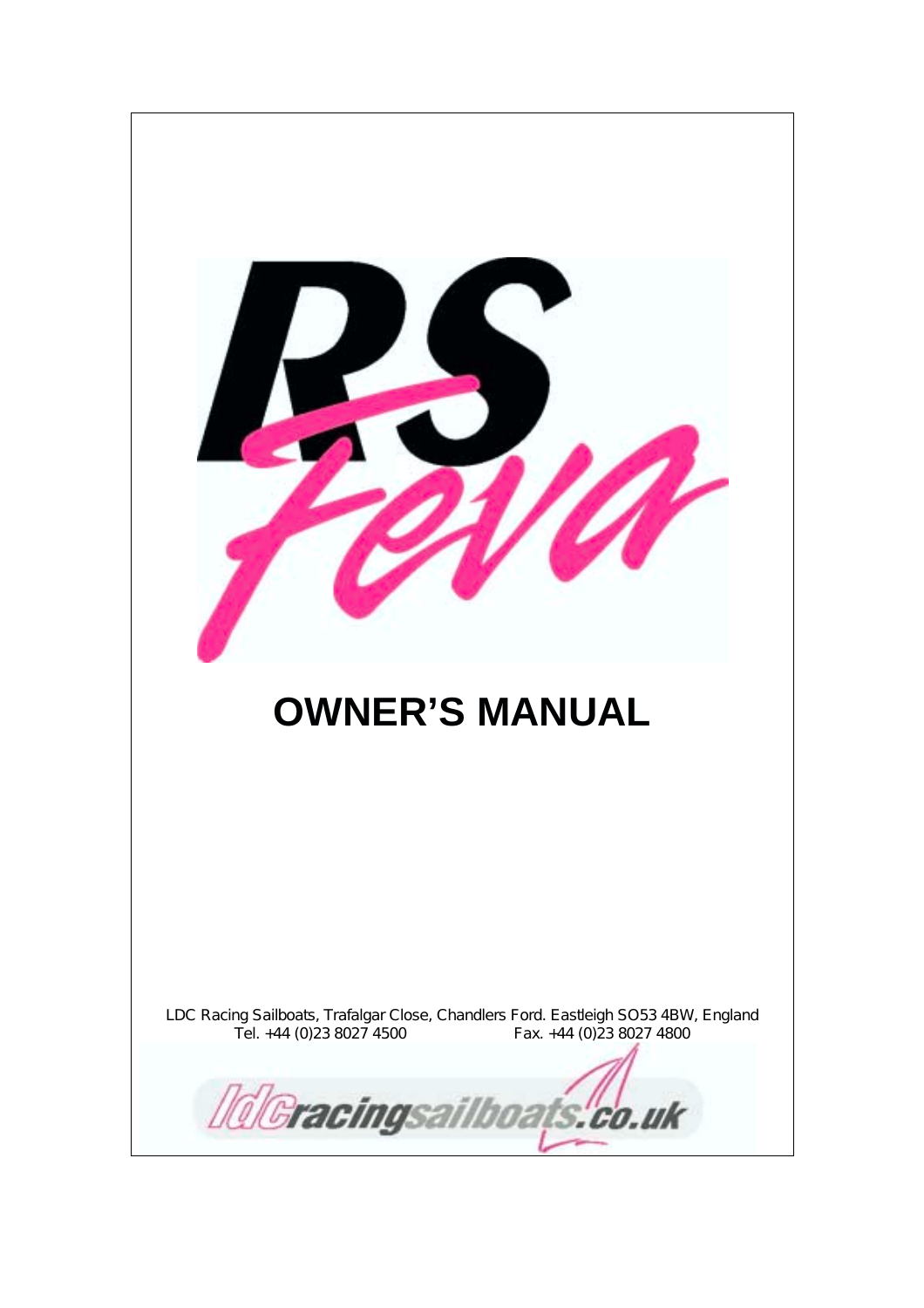# RS Feva

# OWNER'S MANUAL

LDC Racing Sailboats, Trafalgar Close, Chandlers Ford. Eastleigh SO53 4BW, England
Tel. +44 (0)23 8027 4500 Fax. +44 (0)23 8027 4800

ldcracingsailboats.co.uk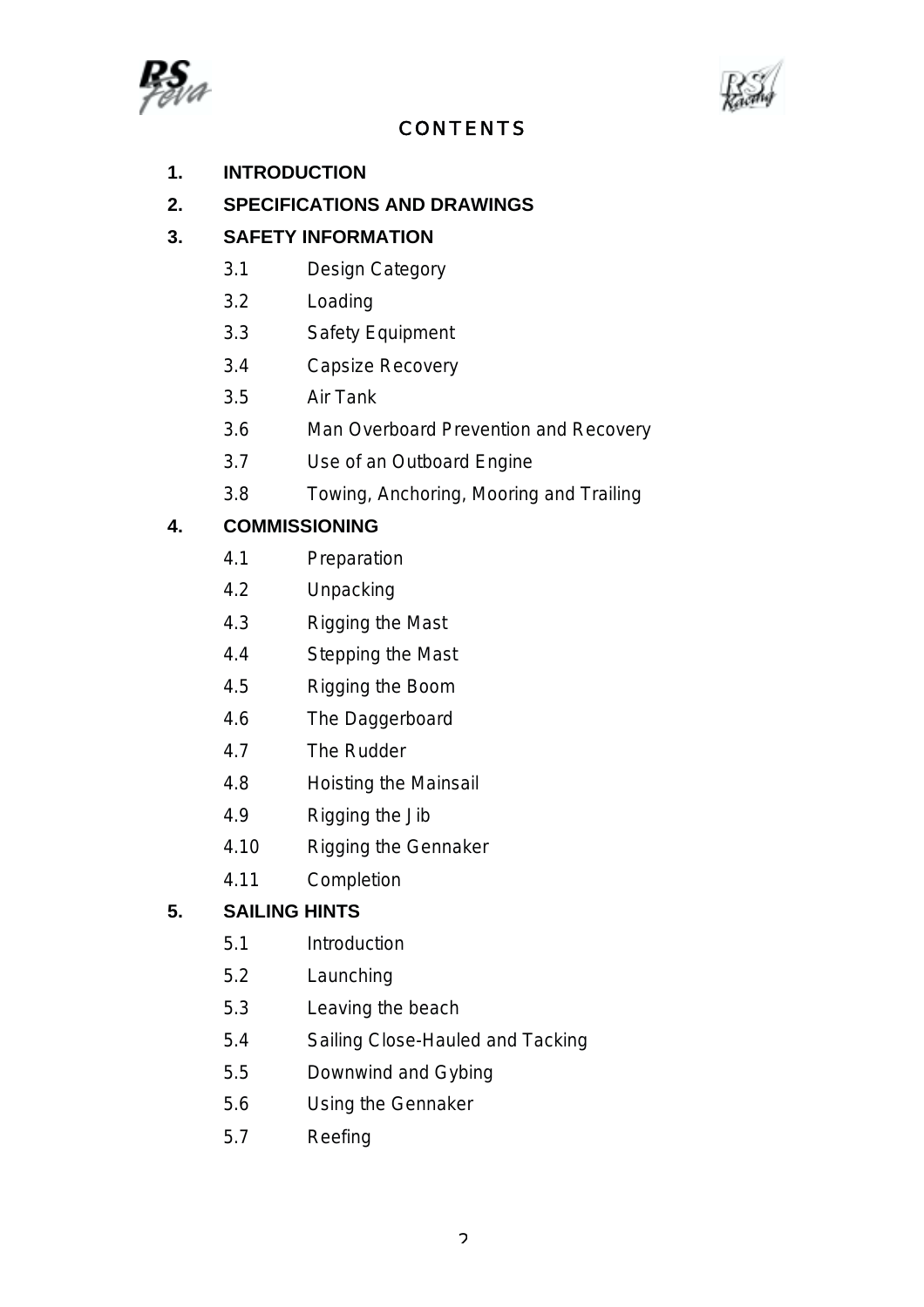# CONTENTS

**1. INTRODUCTION**

**2. SPECIFICATIONS AND DRAWINGS**

**3. SAFETY INFORMATION**

- 3.1 Design Category
- 3.2 Loading
- 3.3 Safety Equipment
- 3.4 Capsize Recovery
- 3.5 Air Tank
- 3.6 Man Overboard Prevention and Recovery
- 3.7 Use of an Outboard Engine
- 3.8 Towing, Anchoring, Mooring and Trailing

**4. COMMISSIONING**

- 4.1 Preparation
- 4.2 Unpacking
- 4.3 Rigging the Mast
- 4.4 Stepping the Mast
- 4.5 Rigging the Boom
- 4.6 The Daggerboard
- 4.7 The Rudder
- 4.8 Hoisting the Mainsail
- 4.9 Rigging the Jib
- 4.10 Rigging the Gennaker
- 4.11 Completion

**5. SAILING HINTS**

- 5.1 Introduction
- 5.2 Launching
- 5.3 Leaving the beach
- 5.4 Sailing Close-Hauled and Tacking
- 5.5 Downwind and Gybing
- 5.6 Using the Gennaker
- 5.7 Reefing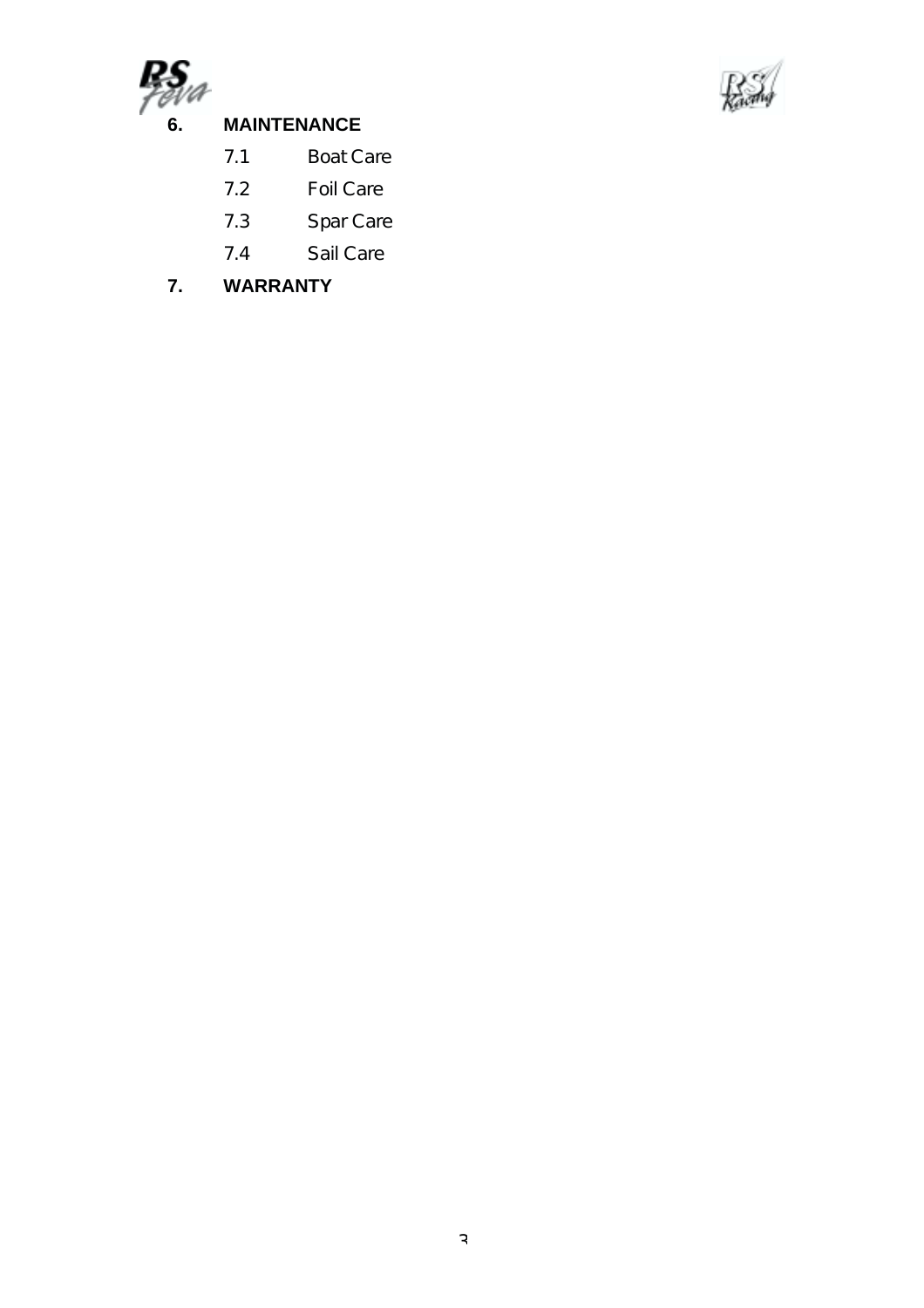**6.** **MAINTENANCE**

- 7.1 Boat Care
- 7.2 Foil Care
- 7.3 Spar Care
- 7.4 Sail Care

**7.** **WARRANTY**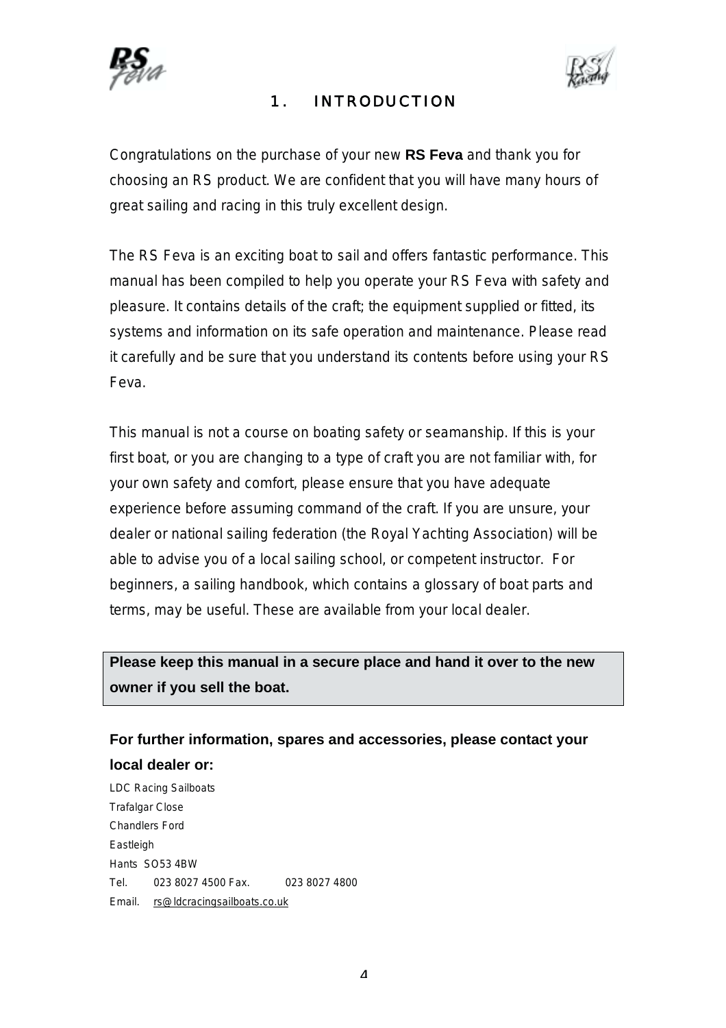# 1. INTRODUCTION

Congratulations on the purchase of your new **RS Feva** and thank you for choosing an RS product. We are confident that you will have many hours of great sailing and racing in this truly excellent design.

The RS Feva is an exciting boat to sail and offers fantastic performance. This manual has been compiled to help you operate your RS Feva with safety and pleasure. It contains details of the craft; the equipment supplied or fitted, its systems and information on its safe operation and maintenance. Please read it carefully and be sure that you understand its contents before using your RS Feva.

This manual is not a course on boating safety or seamanship. If this is your first boat, or you are changing to a type of craft you are not familiar with, for your own safety and comfort, please ensure that you have adequate experience before assuming command of the craft. If you are unsure, your dealer or national sailing federation (the Royal Yachting Association) will be able to advise you of a local sailing school, or competent instructor. For beginners, a sailing handbook, which contains a glossary of boat parts and terms, may be useful. These are available from your local dealer.

**Please keep this manual in a secure place and hand it over to the new owner if you sell the boat.**

**For further information, spares and accessories, please contact your local dealer or:**

LDC Racing Sailboats
Trafalgar Close
Chandlers Ford
Eastleigh
Hants SO53 4BW
Tel. 023 8027 4500 Fax. 023 8027 4800
Email. rs@ldcracingsailboats.co.uk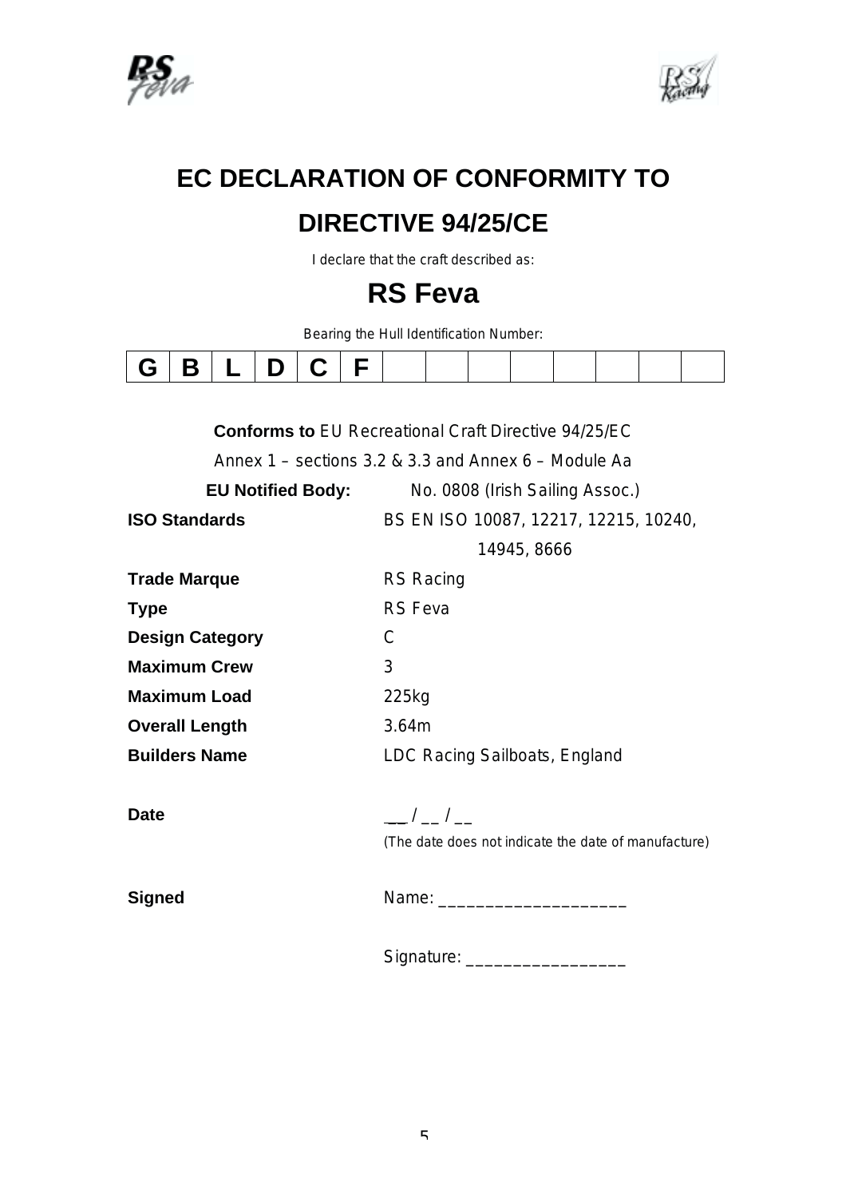# EC DECLARATION OF CONFORMITY TO

# DIRECTIVE 94/25/CE

I declare that the craft described as:

## RS Feva

Bearing the Hull Identification Number:

| G | B | L | D | C | F | | | | | | | | |
|---|---|---|---|---|---|---|---|---|---|---|---|---|---|

**Conforms to** EU Recreational Craft Directive 94/25/EC

Annex 1 – sections 3.2 & 3.3 and Annex 6 – Module Aa

**EU Notified Body:** No. 0808 (Irish Sailing Assoc.)

| | |
|---|---|
| **ISO Standards** | BS EN ISO 10087, 12217, 12215, 10240, 14945, 8666 |
| **Trade Marque** | RS Racing |
| **Type** | RS Feva |
| **Design Category** | C |
| **Maximum Crew** | 3 |
| **Maximum Load** | 225kg |
| **Overall Length** | 3.64m |
| **Builders Name** | LDC Racing Sailboats, England |

**Date** __ / __ / __

(The date does not indicate the date of manufacture)

**Signed** Name: ___________________

Signature: _________________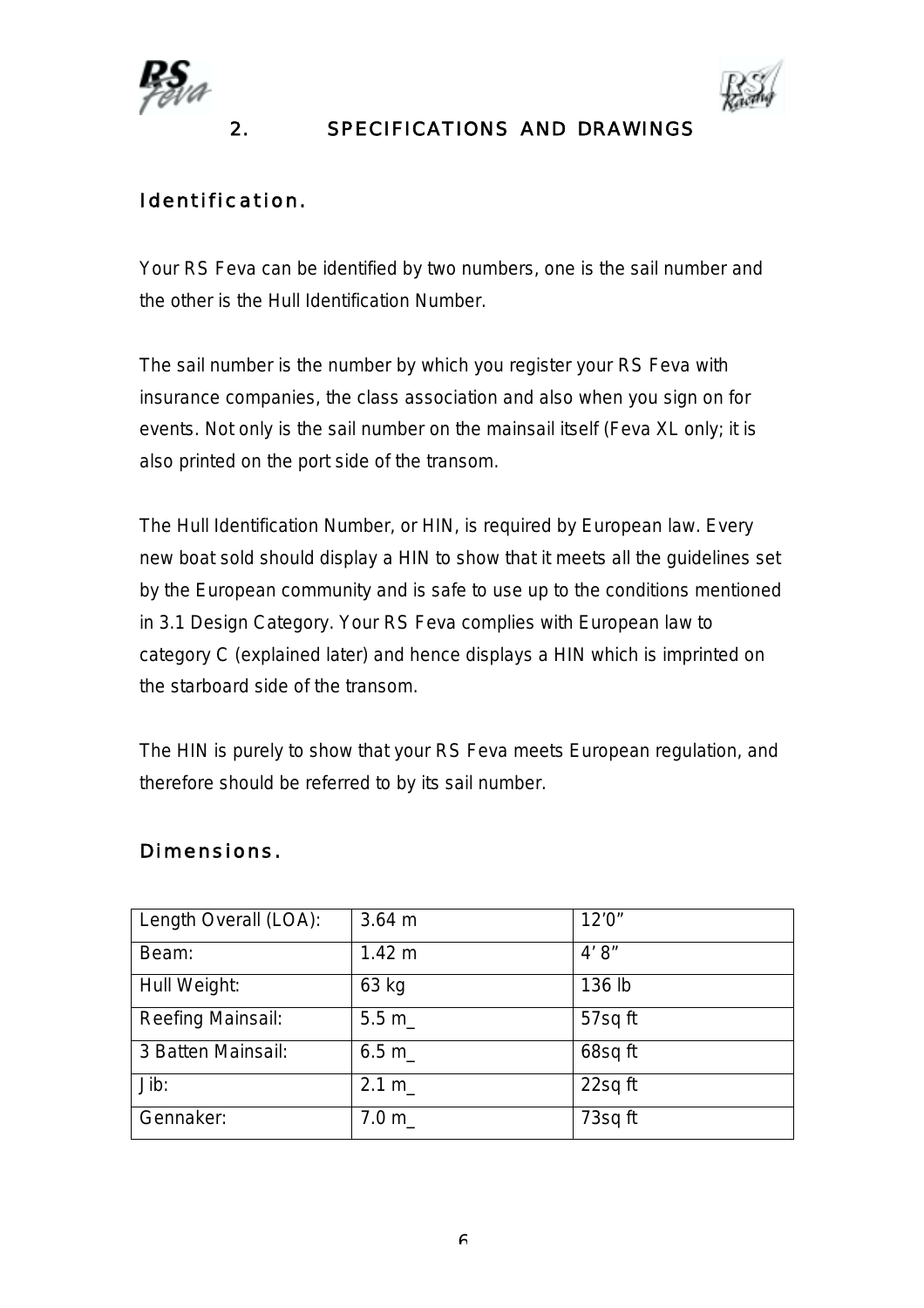## 2. SPECIFICATIONS AND DRAWINGS

### Identification.

Your RS Feva can be identified by two numbers, one is the sail number and the other is the Hull Identification Number.

The sail number is the number by which you register your RS Feva with insurance companies, the class association and also when you sign on for events. Not only is the sail number on the mainsail itself (Feva XL only; it is also printed on the port side of the transom.

The Hull Identification Number, or HIN, is required by European law. Every new boat sold should display a HIN to show that it meets all the guidelines set by the European community and is safe to use up to the conditions mentioned in 3.1 Design Category. Your RS Feva complies with European law to category C (explained later) and hence displays a HIN which is imprinted on the starboard side of the transom.

The HIN is purely to show that your RS Feva meets European regulation, and therefore should be referred to by its sail number.

### Dimensions.

| | | |
|---|---|---|
| Length Overall (LOA): | 3.64 m | 12'0" |
| Beam: | 1.42 m | 4' 8" |
| Hull Weight: | 63 kg | 136 lb |
| Reefing Mainsail: | 5.5 m_ | 57sq ft |
| 3 Batten Mainsail: | 6.5 m_ | 68sq ft |
| Jib: | 2.1 m_ | 22sq ft |
| Gennaker: | 7.0 m_ | 73sq ft |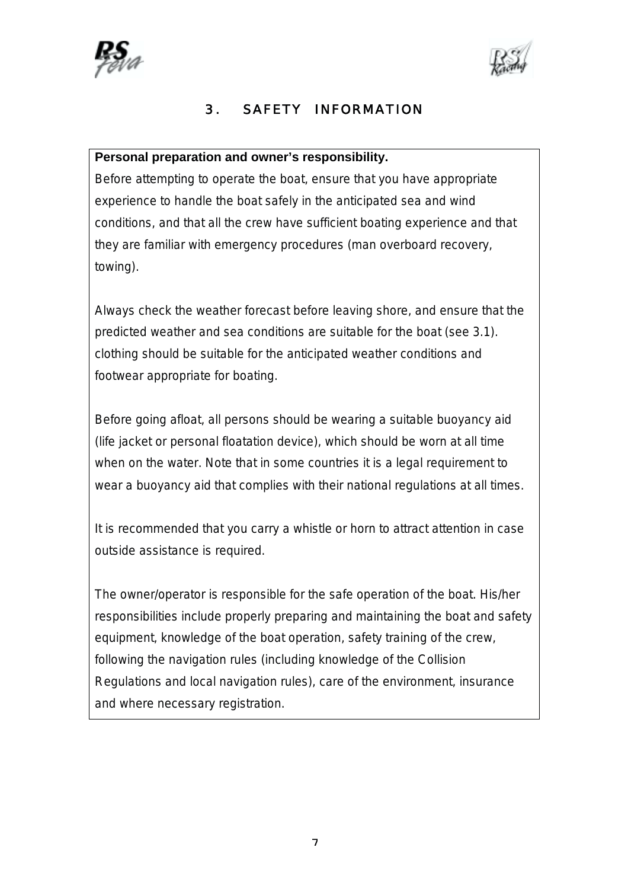# 3. SAFETY INFORMATION

**Personal preparation and owner's responsibility.**

Before attempting to operate the boat, ensure that you have appropriate experience to handle the boat safely in the anticipated sea and wind conditions, and that all the crew have sufficient boating experience and that they are familiar with emergency procedures (man overboard recovery, towing).

Always check the weather forecast before leaving shore, and ensure that the predicted weather and sea conditions are suitable for the boat (see 3.1). clothing should be suitable for the anticipated weather conditions and footwear appropriate for boating.

Before going afloat, all persons should be wearing a suitable buoyancy aid (life jacket or personal floatation device), which should be worn at all time when on the water. Note that in some countries it is a legal requirement to wear a buoyancy aid that complies with their national regulations at all times.

It is recommended that you carry a whistle or horn to attract attention in case outside assistance is required.

The owner/operator is responsible for the safe operation of the boat. His/her responsibilities include properly preparing and maintaining the boat and safety equipment, knowledge of the boat operation, safety training of the crew, following the navigation rules (including knowledge of the Collision Regulations and local navigation rules), care of the environment, insurance and where necessary registration.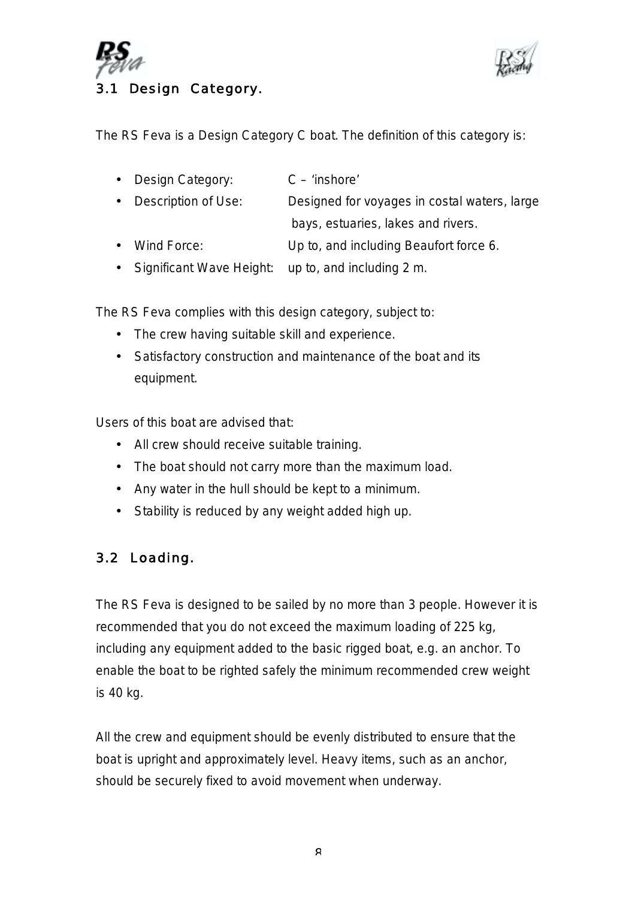## 3.1 Design Category.

The RS Feva is a Design Category C boat. The definition of this category is:

- Design Category: C – 'inshore'
- Description of Use: Designed for voyages in costal waters, large bays, estuaries, lakes and rivers.
- Wind Force: Up to, and including Beaufort force 6.
- Significant Wave Height: up to, and including 2 m.

The RS Feva complies with this design category, subject to:

- The crew having suitable skill and experience.
- Satisfactory construction and maintenance of the boat and its equipment.

Users of this boat are advised that:

- All crew should receive suitable training.
- The boat should not carry more than the maximum load.
- Any water in the hull should be kept to a minimum.
- Stability is reduced by any weight added high up.

## 3.2 Loading.

The RS Feva is designed to be sailed by no more than 3 people. However it is recommended that you do not exceed the maximum loading of 225 kg, including any equipment added to the basic rigged boat, e.g. an anchor. To enable the boat to be righted safely the minimum recommended crew weight is 40 kg.

All the crew and equipment should be evenly distributed to ensure that the boat is upright and approximately level. Heavy items, such as an anchor, should be securely fixed to avoid movement when underway.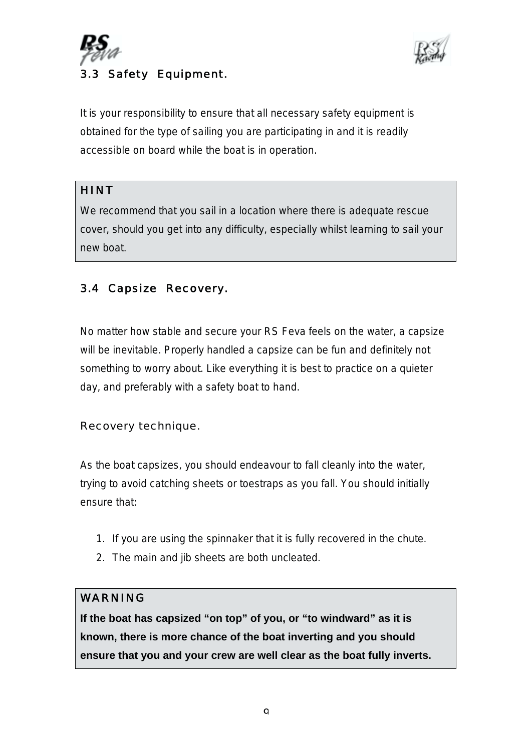## 3.3 Safety Equipment.

It is your responsibility to ensure that all necessary safety equipment is obtained for the type of sailing you are participating in and it is readily accessible on board while the boat is in operation.

> **HINT**
>
> We recommend that you sail in a location where there is adequate rescue cover, should you get into any difficulty, especially whilst learning to sail your new boat.

## 3.4 Capsize Recovery.

No matter how stable and secure your RS Feva feels on the water, a capsize will be inevitable. Properly handled a capsize can be fun and definitely not something to worry about. Like everything it is best to practice on a quieter day, and preferably with a safety boat to hand.

### Recovery technique.

As the boat capsizes, you should endeavour to fall cleanly into the water, trying to avoid catching sheets or toestraps as you fall. You should initially ensure that:

1. If you are using the spinnaker that it is fully recovered in the chute.
2. The main and jib sheets are both uncleated.

> **WARNING**
>
> **If the boat has capsized "on top" of you, or "to windward" as it is known, there is more chance of the boat inverting and you should ensure that you and your crew are well clear as the boat fully inverts.**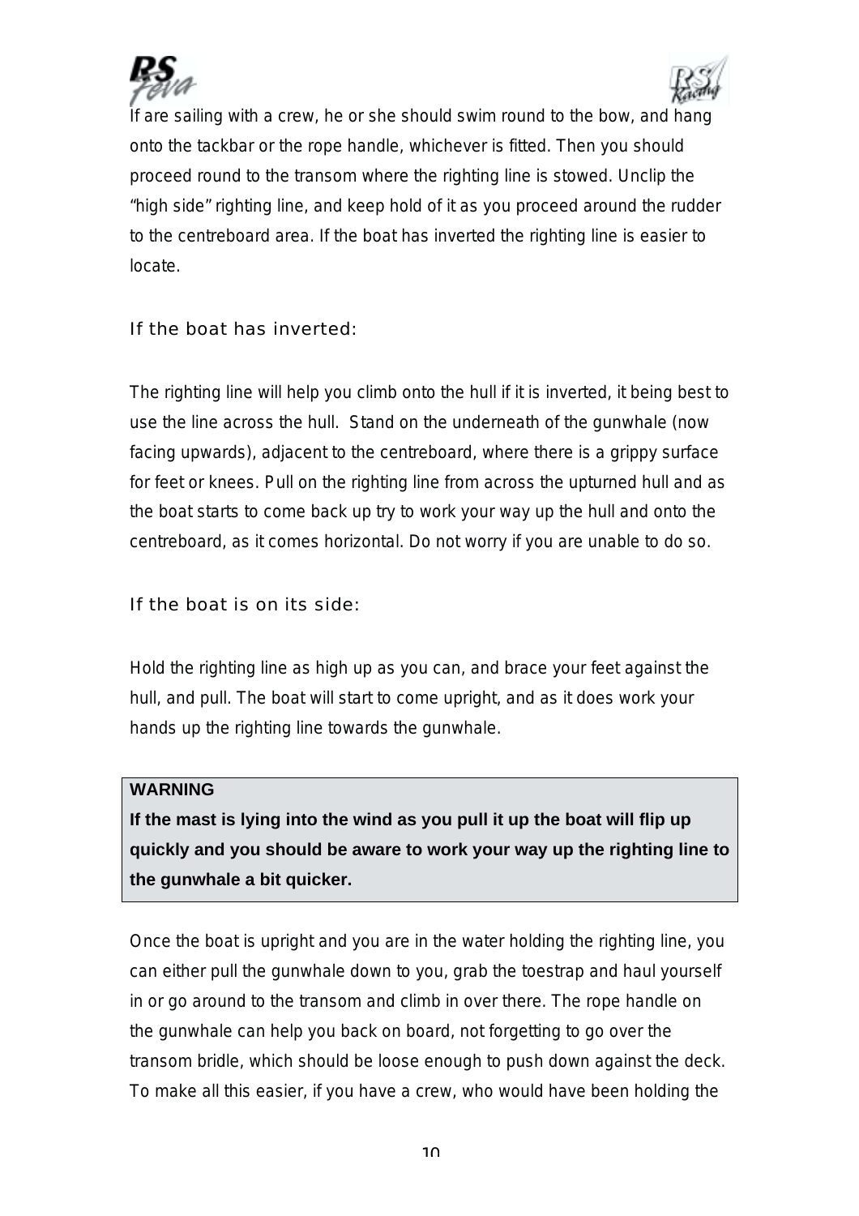If are sailing with a crew, he or she should swim round to the bow, and hang onto the tackbar or the rope handle, whichever is fitted. Then you should proceed round to the transom where the righting line is stowed. Unclip the "high side" righting line, and keep hold of it as you proceed around the rudder to the centreboard area. If the boat has inverted the righting line is easier to locate.

### If the boat has inverted:

The righting line will help you climb onto the hull if it is inverted, it being best to use the line across the hull. Stand on the underneath of the gunwhale (now facing upwards), adjacent to the centreboard, where there is a grippy surface for feet or knees. Pull on the righting line from across the upturned hull and as the boat starts to come back up try to work your way up the hull and onto the centreboard, as it comes horizontal. Do not worry if you are unable to do so.

### If the boat is on its side:

Hold the righting line as high up as you can, and brace your feet against the hull, and pull. The boat will start to come upright, and as it does work your hands up the righting line towards the gunwhale.

> **WARNING**
>
> **If the mast is lying into the wind as you pull it up the boat will flip up quickly and you should be aware to work your way up the righting line to the gunwhale a bit quicker.**

Once the boat is upright and you are in the water holding the righting line, you can either pull the gunwhale down to you, grab the toestrap and haul yourself in or go around to the transom and climb in over there. The rope handle on the gunwhale can help you back on board, not forgetting to go over the transom bridle, which should be loose enough to push down against the deck. To make all this easier, if you have a crew, who would have been holding the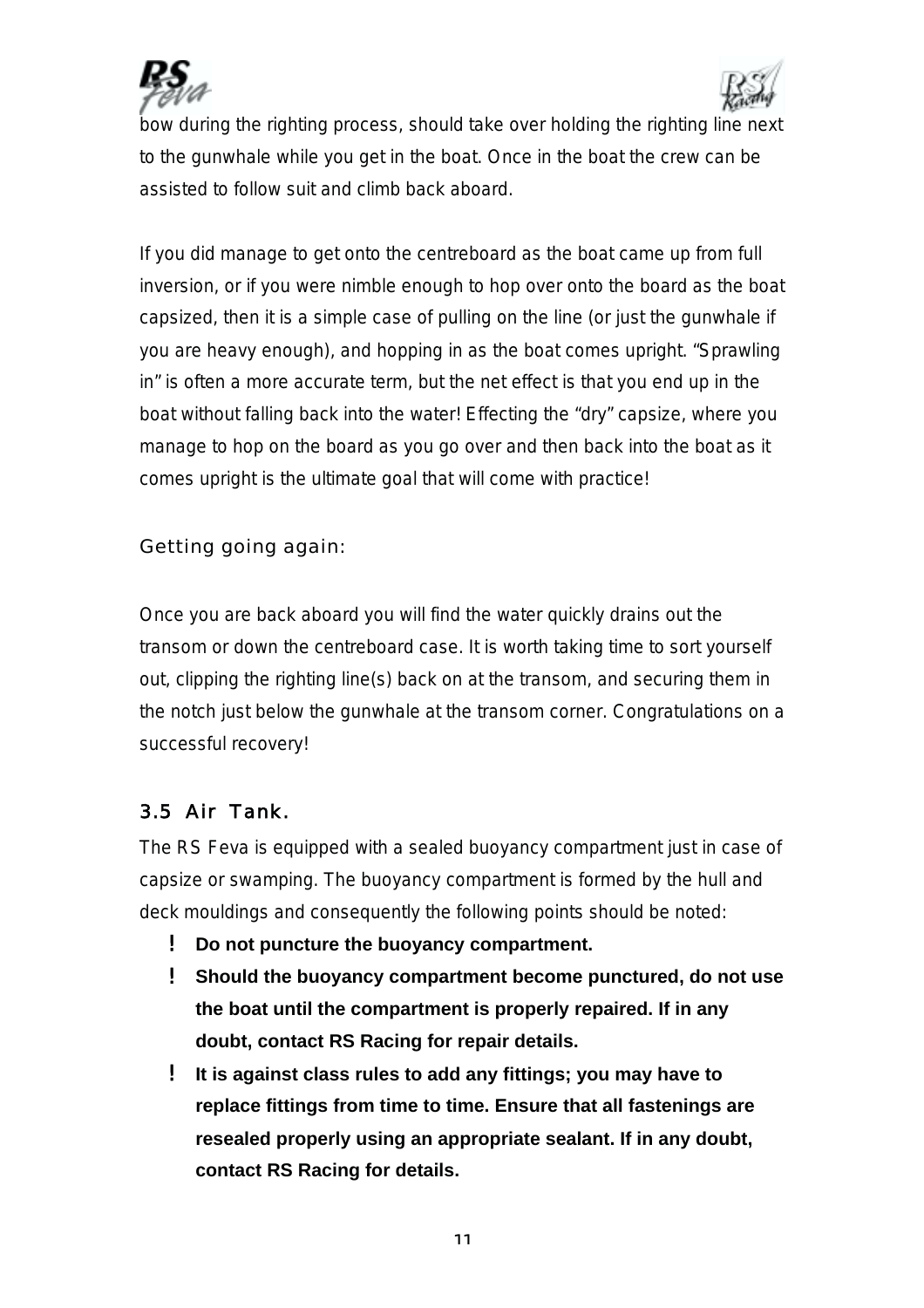bow during the righting process, should take over holding the righting line next to the gunwhale while you get in the boat. Once in the boat the crew can be assisted to follow suit and climb back aboard.

If you did manage to get onto the centreboard as the boat came up from full inversion, or if you were nimble enough to hop over onto the board as the boat capsized, then it is a simple case of pulling on the line (or just the gunwhale if you are heavy enough), and hopping in as the boat comes upright. "Sprawling in" is often a more accurate term, but the net effect is that you end up in the boat without falling back into the water! Effecting the "dry" capsize, where you manage to hop on the board as you go over and then back into the boat as it comes upright is the ultimate goal that will come with practice!

### Getting going again:

Once you are back aboard you will find the water quickly drains out the transom or down the centreboard case. It is worth taking time to sort yourself out, clipping the righting line(s) back on at the transom, and securing them in the notch just below the gunwhale at the transom corner. Congratulations on a successful recovery!

## 3.5 Air Tank.

The RS Feva is equipped with a sealed buoyancy compartment just in case of capsize or swamping. The buoyancy compartment is formed by the hull and deck mouldings and consequently the following points should be noted:

- **Do not puncture the buoyancy compartment.**
- **Should the buoyancy compartment become punctured, do not use the boat until the compartment is properly repaired. If in any doubt, contact RS Racing for repair details.**
- **It is against class rules to add any fittings; you may have to replace fittings from time to time. Ensure that all fastenings are resealed properly using an appropriate sealant. If in any doubt, contact RS Racing for details.**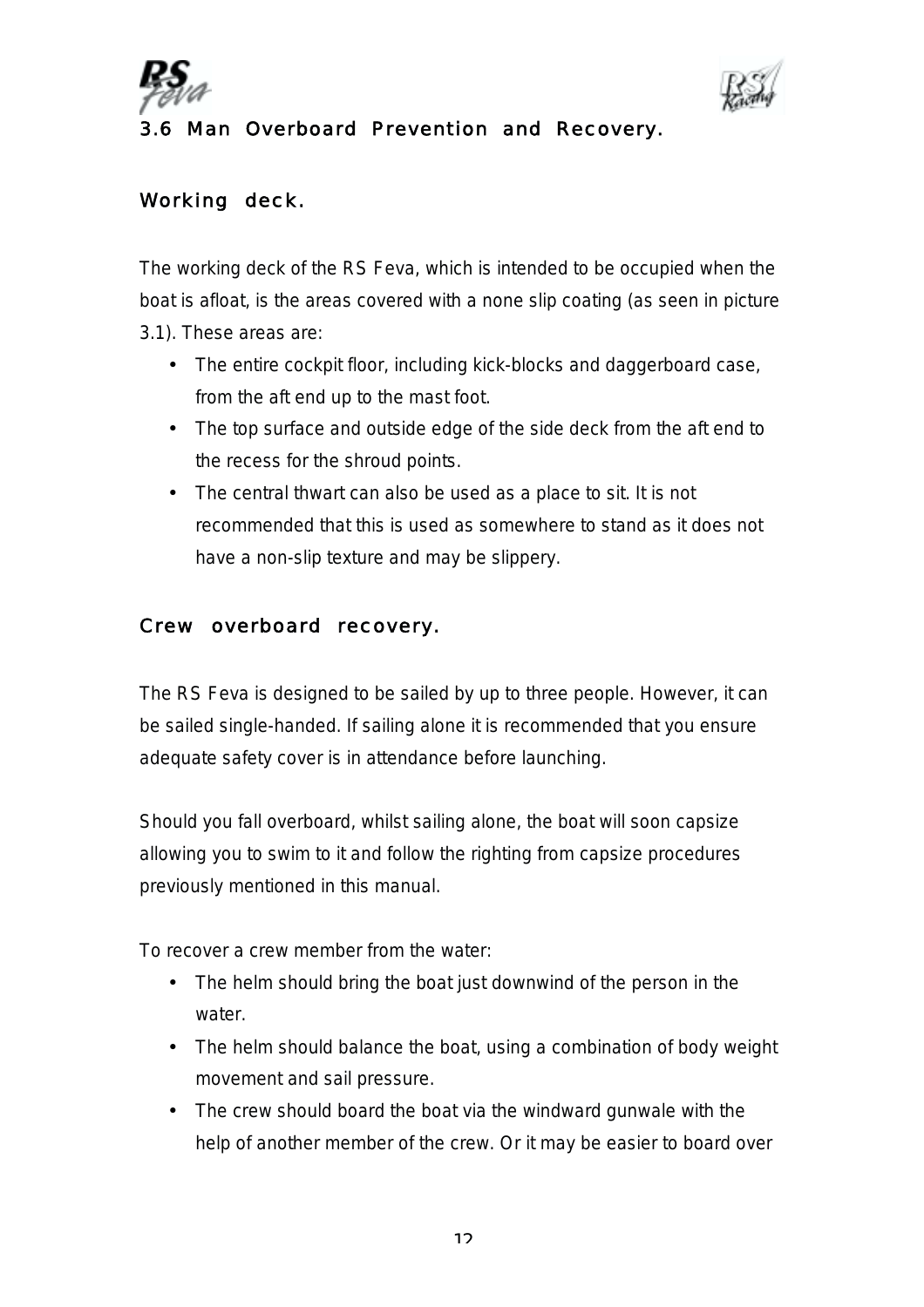## 3.6 Man Overboard Prevention and Recovery.

### Working deck.

The working deck of the RS Feva, which is intended to be occupied when the boat is afloat, is the areas covered with a none slip coating (as seen in picture 3.1). These areas are:

- The entire cockpit floor, including kick-blocks and daggerboard case, from the aft end up to the mast foot.
- The top surface and outside edge of the side deck from the aft end to the recess for the shroud points.
- The central thwart can also be used as a place to sit. It is not recommended that this is used as somewhere to stand as it does not have a non-slip texture and may be slippery.

### Crew overboard recovery.

The RS Feva is designed to be sailed by up to three people. However, it can be sailed single-handed. If sailing alone it is recommended that you ensure adequate safety cover is in attendance before launching.

Should you fall overboard, whilst sailing alone, the boat will soon capsize allowing you to swim to it and follow the righting from capsize procedures previously mentioned in this manual.

To recover a crew member from the water:

- The helm should bring the boat just downwind of the person in the water.
- The helm should balance the boat, using a combination of body weight movement and sail pressure.
- The crew should board the boat via the windward gunwale with the help of another member of the crew. Or it may be easier to board over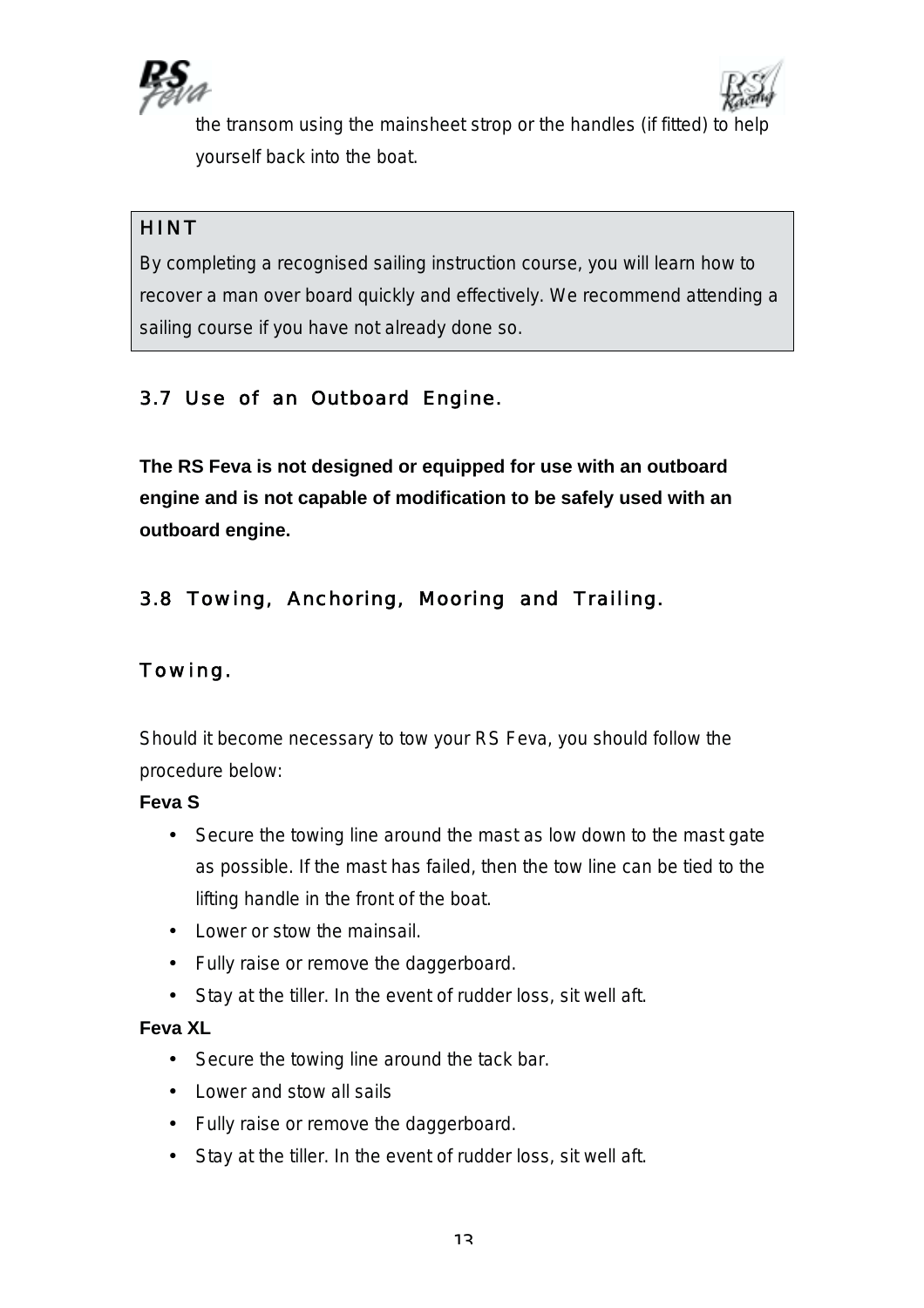the transom using the mainsheet strop or the handles (if fitted) to help yourself back into the boat.

> **HINT**
>
> By completing a recognised sailing instruction course, you will learn how to recover a man over board quickly and effectively. We recommend attending a sailing course if you have not already done so.

## 3.7 Use of an Outboard Engine.

**The RS Feva is not designed or equipped for use with an outboard engine and is not capable of modification to be safely used with an outboard engine.**

## 3.8 Towing, Anchoring, Mooring and Trailing.

### Towing.

Should it become necessary to tow your RS Feva, you should follow the procedure below:

**Feva S**

- Secure the towing line around the mast as low down to the mast gate as possible. If the mast has failed, then the tow line can be tied to the lifting handle in the front of the boat.
- Lower or stow the mainsail.
- Fully raise or remove the daggerboard.
- Stay at the tiller. In the event of rudder loss, sit well aft.

**Feva XL**

- Secure the towing line around the tack bar.
- Lower and stow all sails
- Fully raise or remove the daggerboard.
- Stay at the tiller. In the event of rudder loss, sit well aft.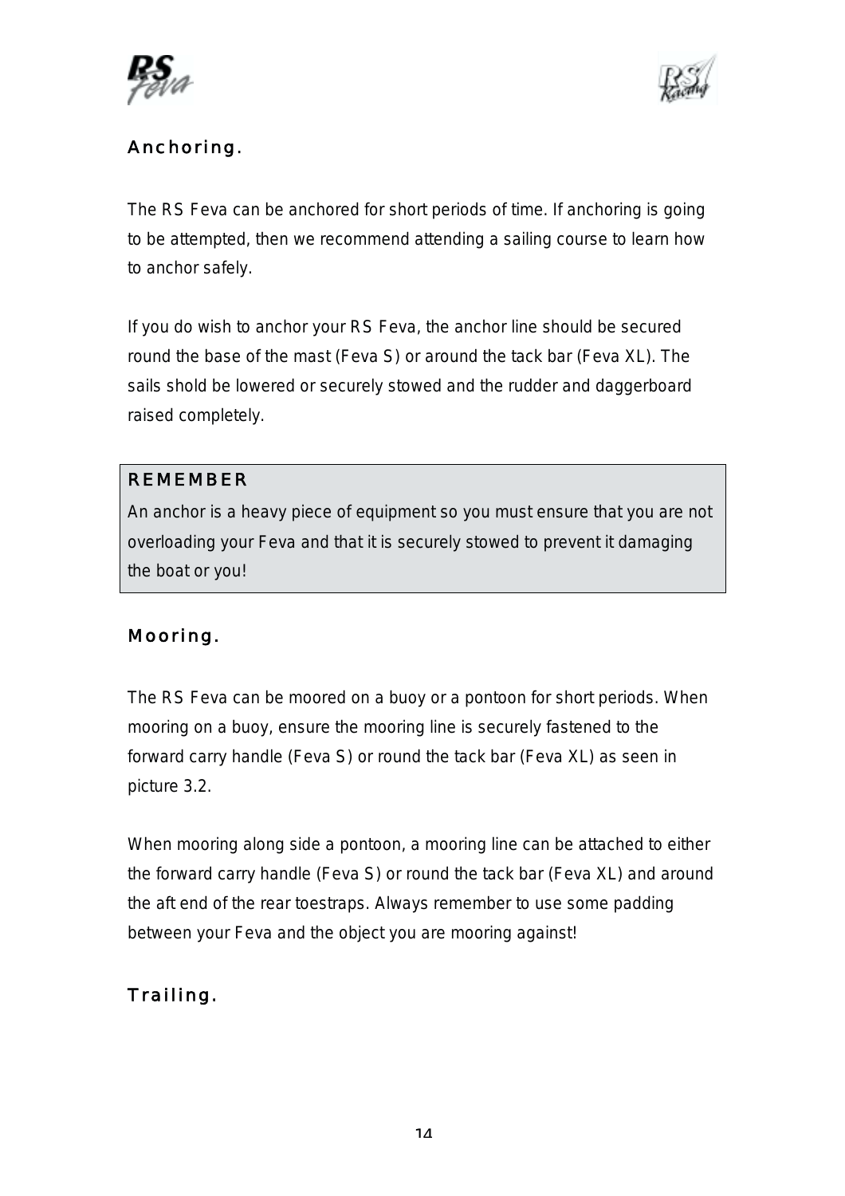## Anchoring.

The RS Feva can be anchored for short periods of time. If anchoring is going to be attempted, then we recommend attending a sailing course to learn how to anchor safely.

If you do wish to anchor your RS Feva, the anchor line should be secured round the base of the mast (Feva S) or around the tack bar (Feva XL). The sails shold be lowered or securely stowed and the rudder and daggerboard raised completely.

> **REMEMBER**
> An anchor is a heavy piece of equipment so you must ensure that you are not overloading your Feva and that it is securely stowed to prevent it damaging the boat or you!

## Mooring.

The RS Feva can be moored on a buoy or a pontoon for short periods. When mooring on a buoy, ensure the mooring line is securely fastened to the forward carry handle (Feva S) or round the tack bar (Feva XL) as seen in picture 3.2.

When mooring along side a pontoon, a mooring line can be attached to either the forward carry handle (Feva S) or round the tack bar (Feva XL) and around the aft end of the rear toestraps. Always remember to use some padding between your Feva and the object you are mooring against!

## Trailing.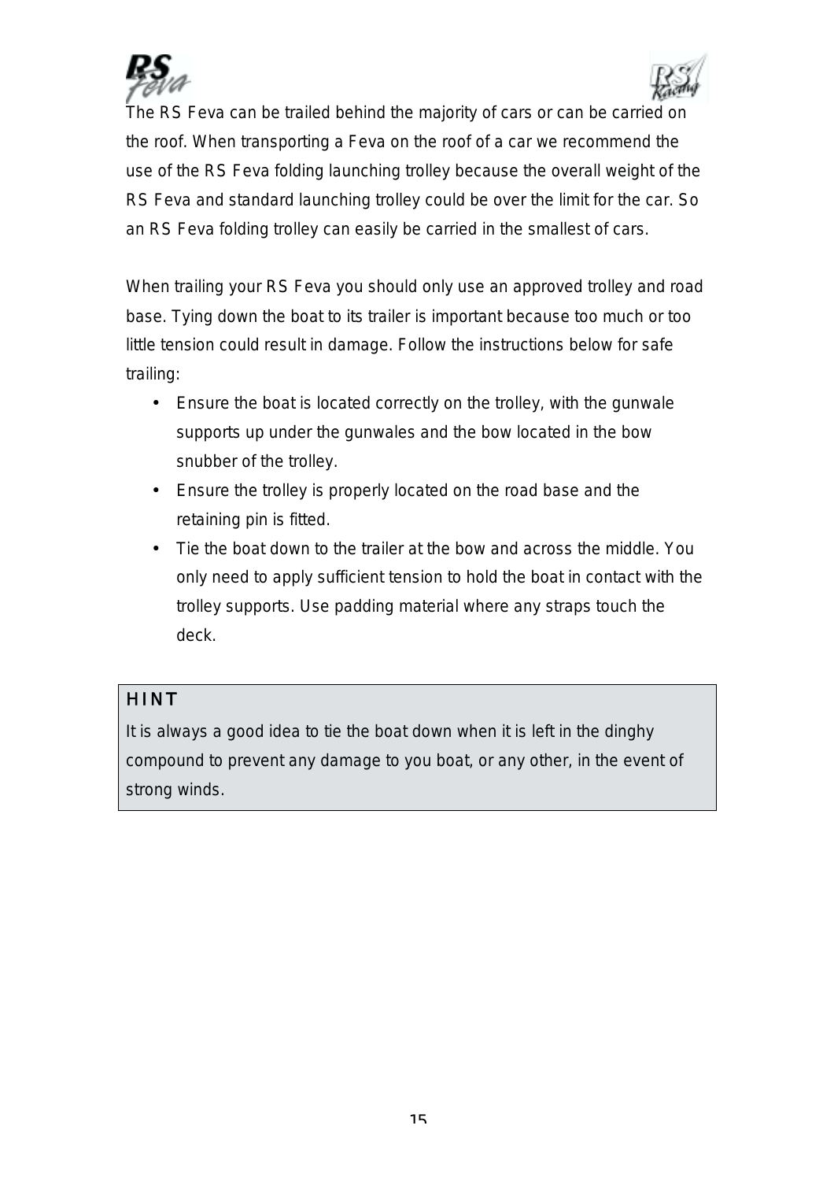The RS Feva can be trailed behind the majority of cars or can be carried on the roof. When transporting a Feva on the roof of a car we recommend the use of the RS Feva folding launching trolley because the overall weight of the RS Feva and standard launching trolley could be over the limit for the car. So an RS Feva folding trolley can easily be carried in the smallest of cars.

When trailing your RS Feva you should only use an approved trolley and road base. Tying down the boat to its trailer is important because too much or too little tension could result in damage. Follow the instructions below for safe trailing:

- Ensure the boat is located correctly on the trolley, with the gunwale supports up under the gunwales and the bow located in the bow snubber of the trolley.
- Ensure the trolley is properly located on the road base and the retaining pin is fitted.
- Tie the boat down to the trailer at the bow and across the middle. You only need to apply sufficient tension to hold the boat in contact with the trolley supports. Use padding material where any straps touch the deck.

**HINT**

It is always a good idea to tie the boat down when it is left in the dinghy compound to prevent any damage to you boat, or any other, in the event of strong winds.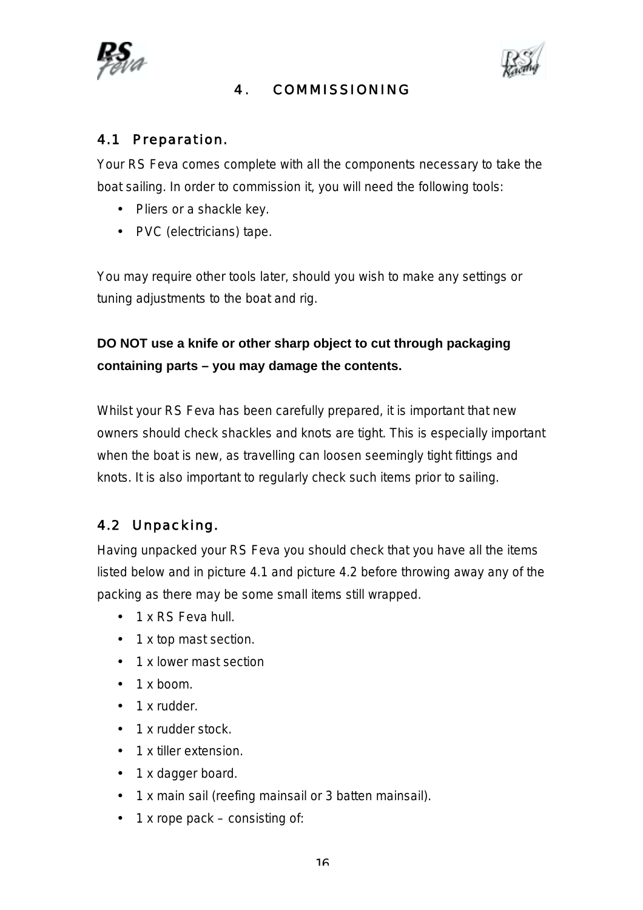# 4. COMMISSIONING

## 4.1 Preparation.

Your RS Feva comes complete with all the components necessary to take the boat sailing. In order to commission it, you will need the following tools:

- Pliers or a shackle key.
- PVC (electricians) tape.

You may require other tools later, should you wish to make any settings or tuning adjustments to the boat and rig.

**DO NOT use a knife or other sharp object to cut through packaging containing parts – you may damage the contents.**

Whilst your RS Feva has been carefully prepared, it is important that new owners should check shackles and knots are tight. This is especially important when the boat is new, as travelling can loosen seemingly tight fittings and knots. It is also important to regularly check such items prior to sailing.

## 4.2 Unpacking.

Having unpacked your RS Feva you should check that you have all the items listed below and in picture 4.1 and picture 4.2 before throwing away any of the packing as there may be some small items still wrapped.

- 1 x RS Feva hull.
- 1 x top mast section.
- 1 x lower mast section
- 1 x boom.
- 1 x rudder.
- 1 x rudder stock.
- 1 x tiller extension.
- 1 x dagger board.
- 1 x main sail (reefing mainsail or 3 batten mainsail).
- 1 x rope pack – consisting of: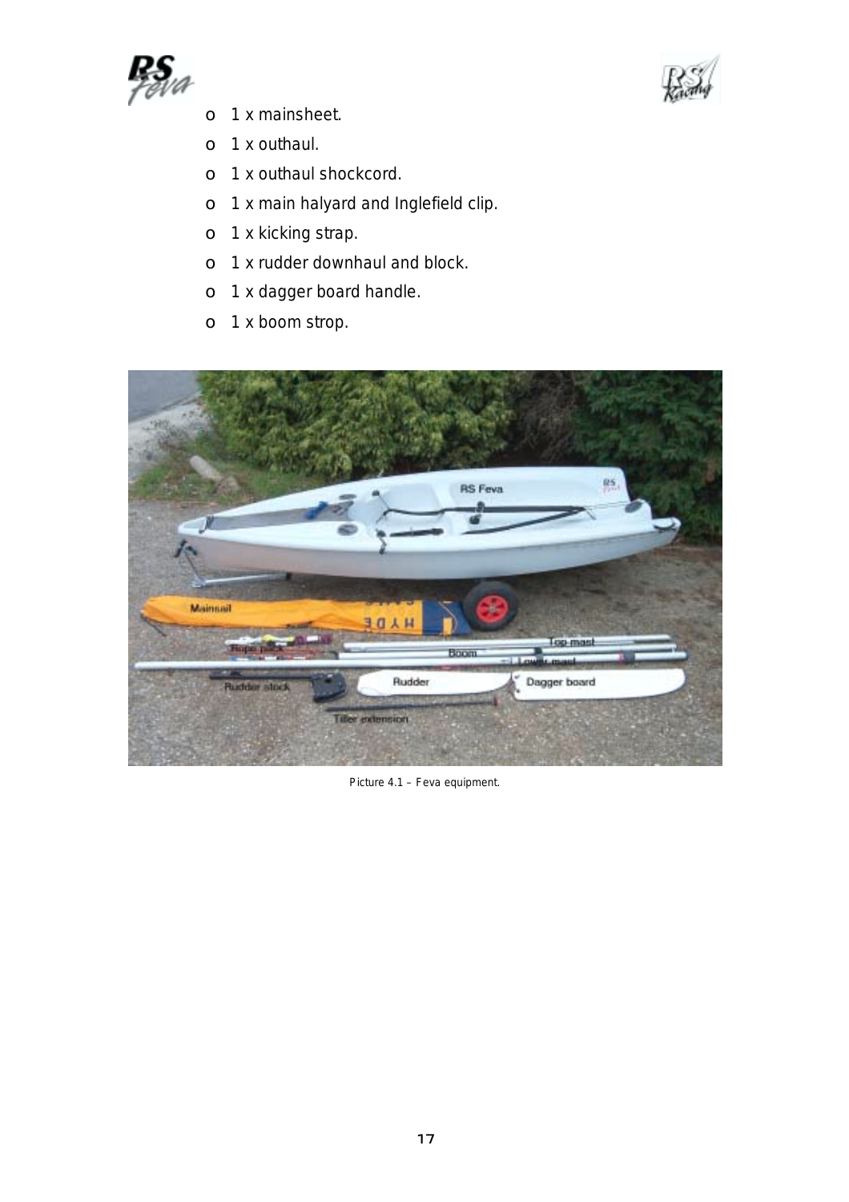- 1 x mainsheet.
- 1 x outhaul.
- 1 x outhaul shockcord.
- 1 x main halyard and Inglefield clip.
- 1 x kicking strap.
- 1 x rudder downhaul and block.
- 1 x dagger board handle.
- 1 x boom strop.

Picture 4.1 – Feva equipment.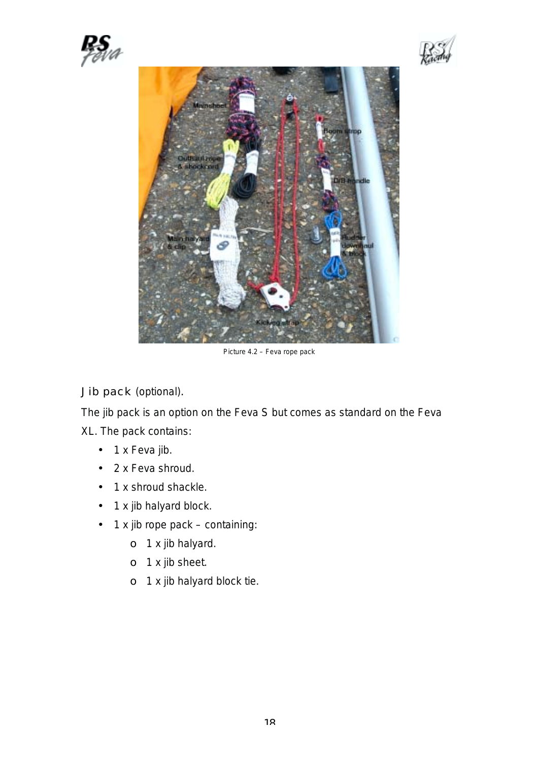Picture 4.2 – Feva rope pack

## Jib pack (optional).

The jib pack is an option on the Feva S but comes as standard on the Feva XL. The pack contains:

- 1 x Feva jib.
- 2 x Feva shroud.
- 1 x shroud shackle.
- 1 x jib halyard block.
- 1 x jib rope pack – containing:
  - 1 x jib halyard.
  - 1 x jib sheet.
  - 1 x jib halyard block tie.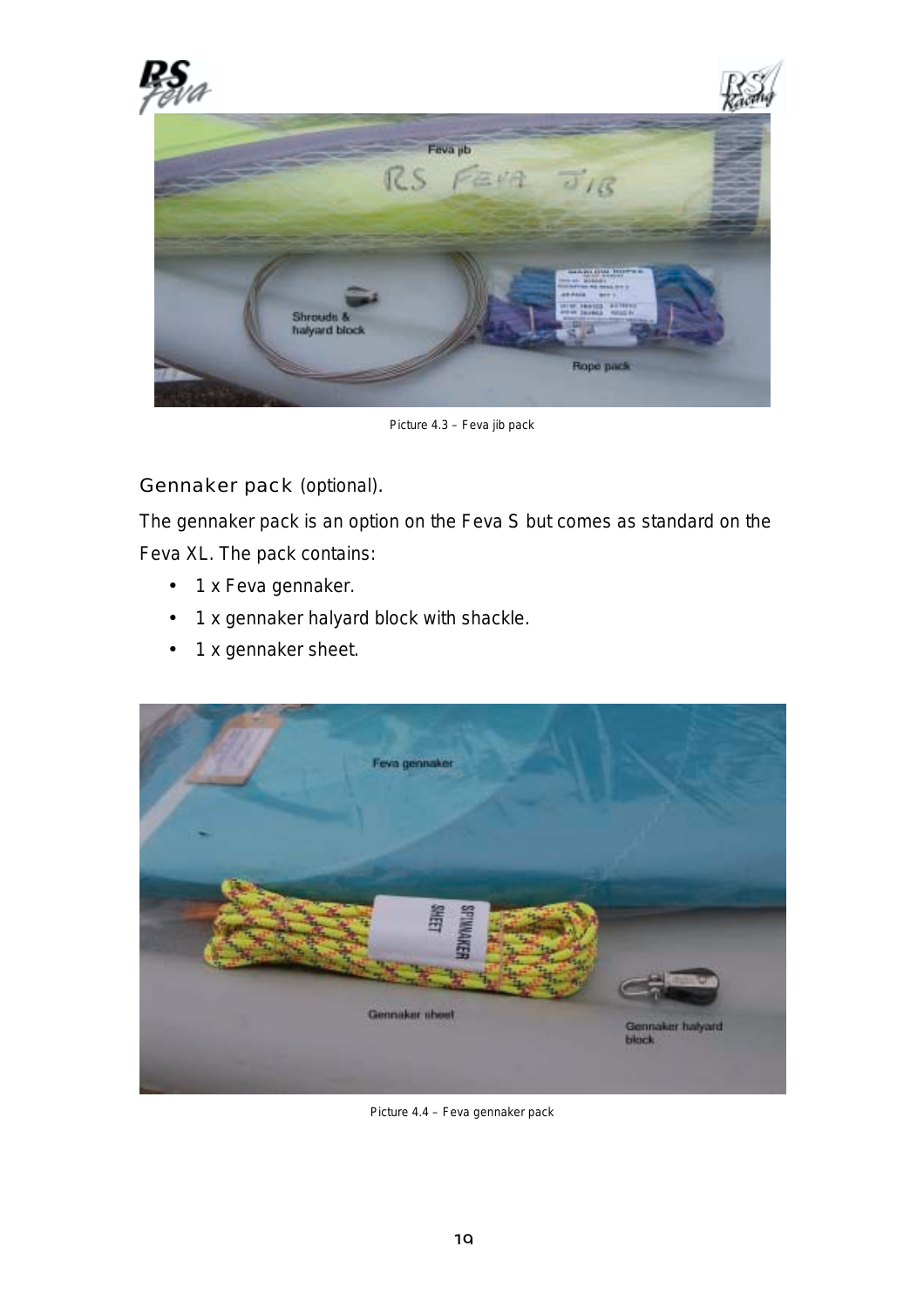Picture 4.3 – Feva jib pack

## Gennaker pack (optional).

The gennaker pack is an option on the Feva S but comes as standard on the Feva XL. The pack contains:

- 1 x Feva gennaker.
- 1 x gennaker halyard block with shackle.
- 1 x gennaker sheet.

Picture 4.4 – Feva gennaker pack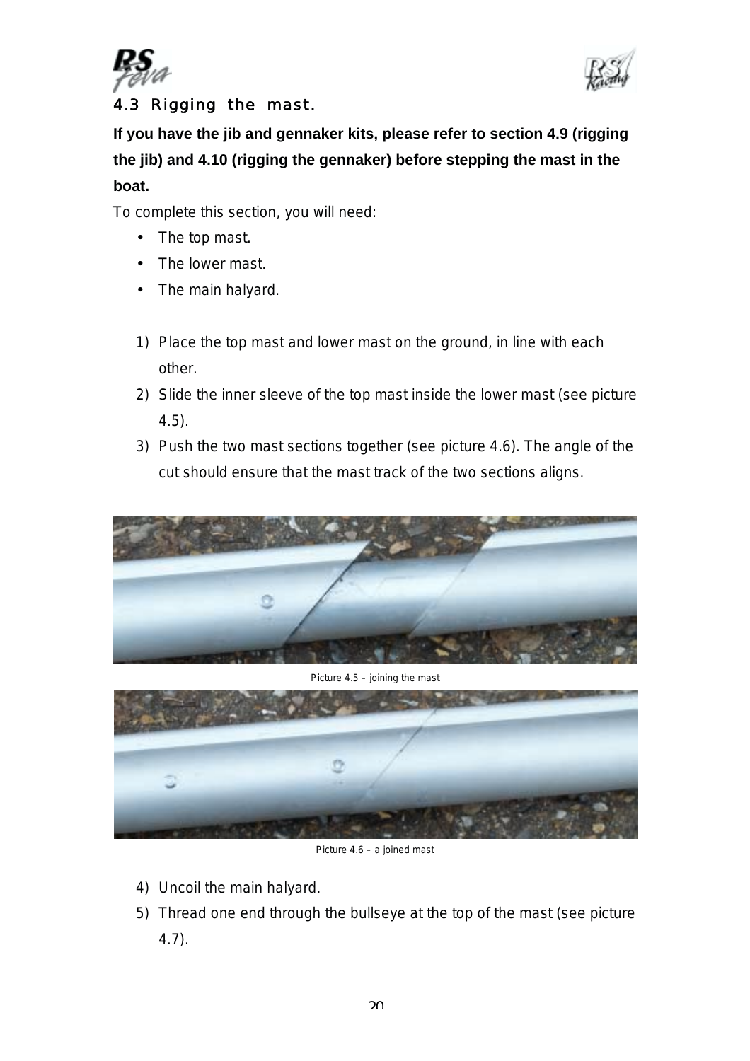## 4.3 Rigging the mast.

**If you have the jib and gennaker kits, please refer to section 4.9 (rigging the jib) and 4.10 (rigging the gennaker) before stepping the mast in the boat.**

To complete this section, you will need:

- The top mast.
- The lower mast.
- The main halyard.

1) Place the top mast and lower mast on the ground, in line with each other.
2) Slide the inner sleeve of the top mast inside the lower mast (see picture 4.5).
3) Push the two mast sections together (see picture 4.6). The angle of the cut should ensure that the mast track of the two sections aligns.

Picture 4.5 – joining the mast

Picture 4.6 – a joined mast

4) Uncoil the main halyard.
5) Thread one end through the bullseye at the top of the mast (see picture 4.7).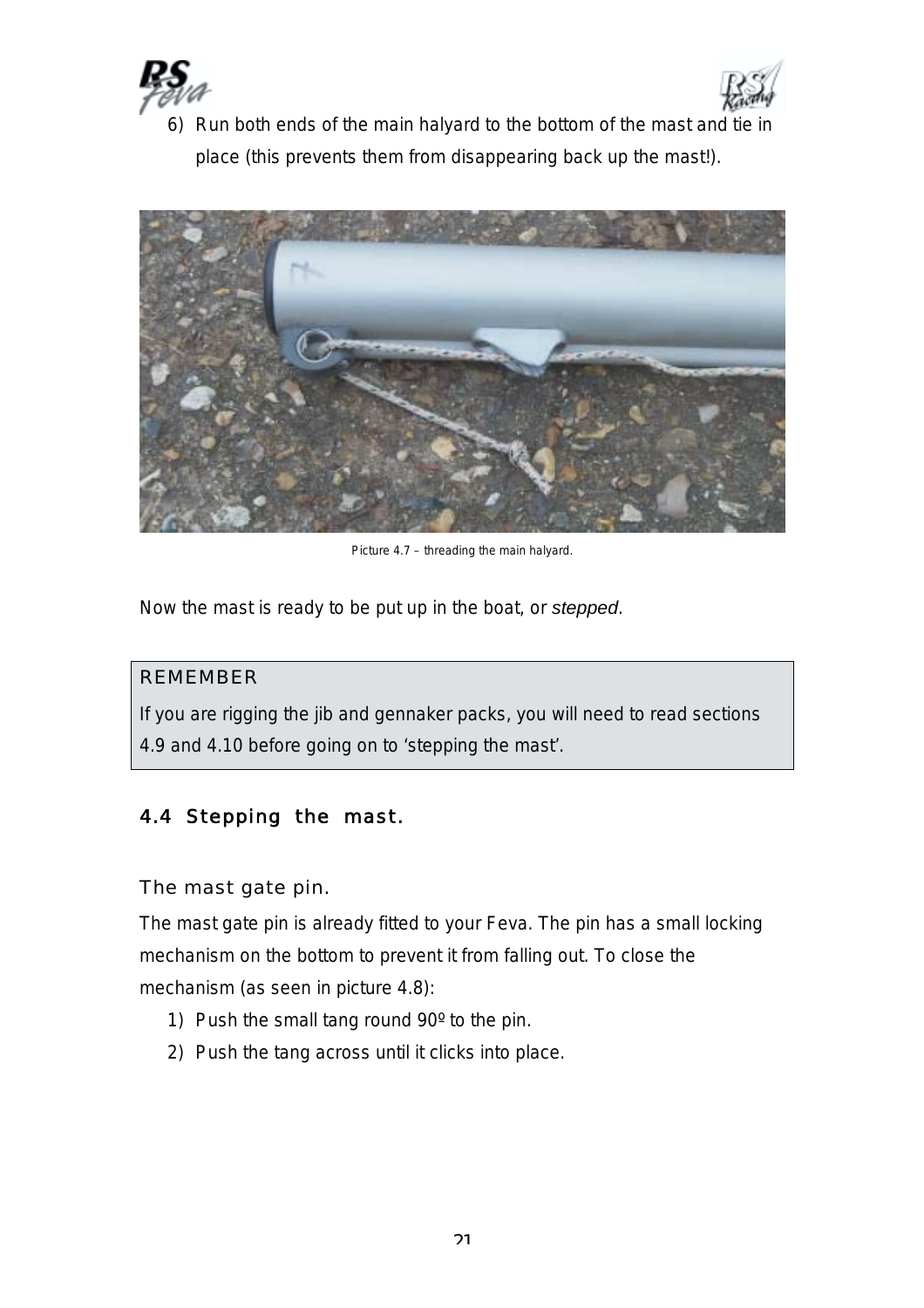6) Run both ends of the main halyard to the bottom of the mast and tie in place (this prevents them from disappearing back up the mast!).

Picture 4.7 – threading the main halyard.

Now the mast is ready to be put up in the boat, or *stepped*.

> REMEMBER
>
> If you are rigging the jib and gennaker packs, you will need to read sections 4.9 and 4.10 before going on to 'stepping the mast'.

## 4.4 Stepping the mast.

### The mast gate pin.

The mast gate pin is already fitted to your Feva. The pin has a small locking mechanism on the bottom to prevent it from falling out. To close the mechanism (as seen in picture 4.8):

1) Push the small tang round 90º to the pin.
2) Push the tang across until it clicks into place.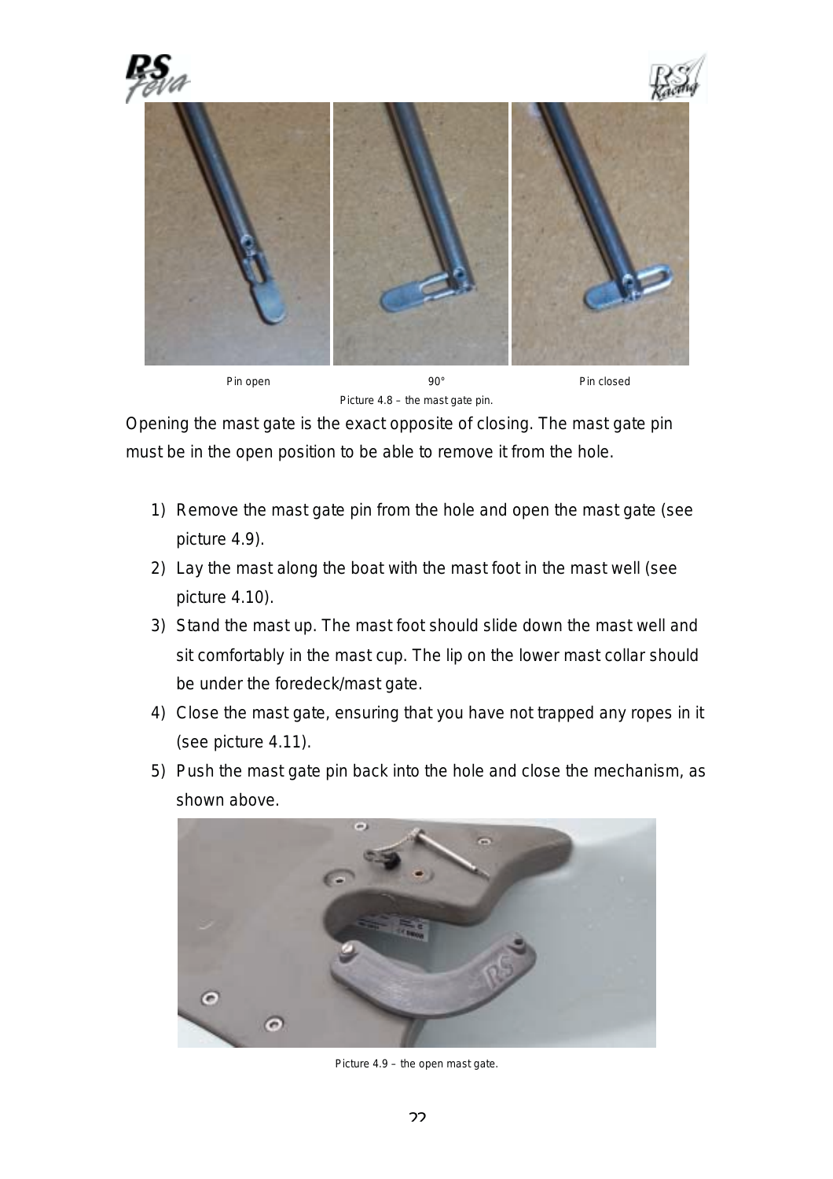Pin open | 90° | Pin closed

Picture 4.8 – the mast gate pin.

Opening the mast gate is the exact opposite of closing. The mast gate pin must be in the open position to be able to remove it from the hole.

1) Remove the mast gate pin from the hole and open the mast gate (see picture 4.9).
2) Lay the mast along the boat with the mast foot in the mast well (see picture 4.10).
3) Stand the mast up. The mast foot should slide down the mast well and sit comfortably in the mast cup. The lip on the lower mast collar should be under the foredeck/mast gate.
4) Close the mast gate, ensuring that you have not trapped any ropes in it (see picture 4.11).
5) Push the mast gate pin back into the hole and close the mechanism, as shown above.

Picture 4.9 – the open mast gate.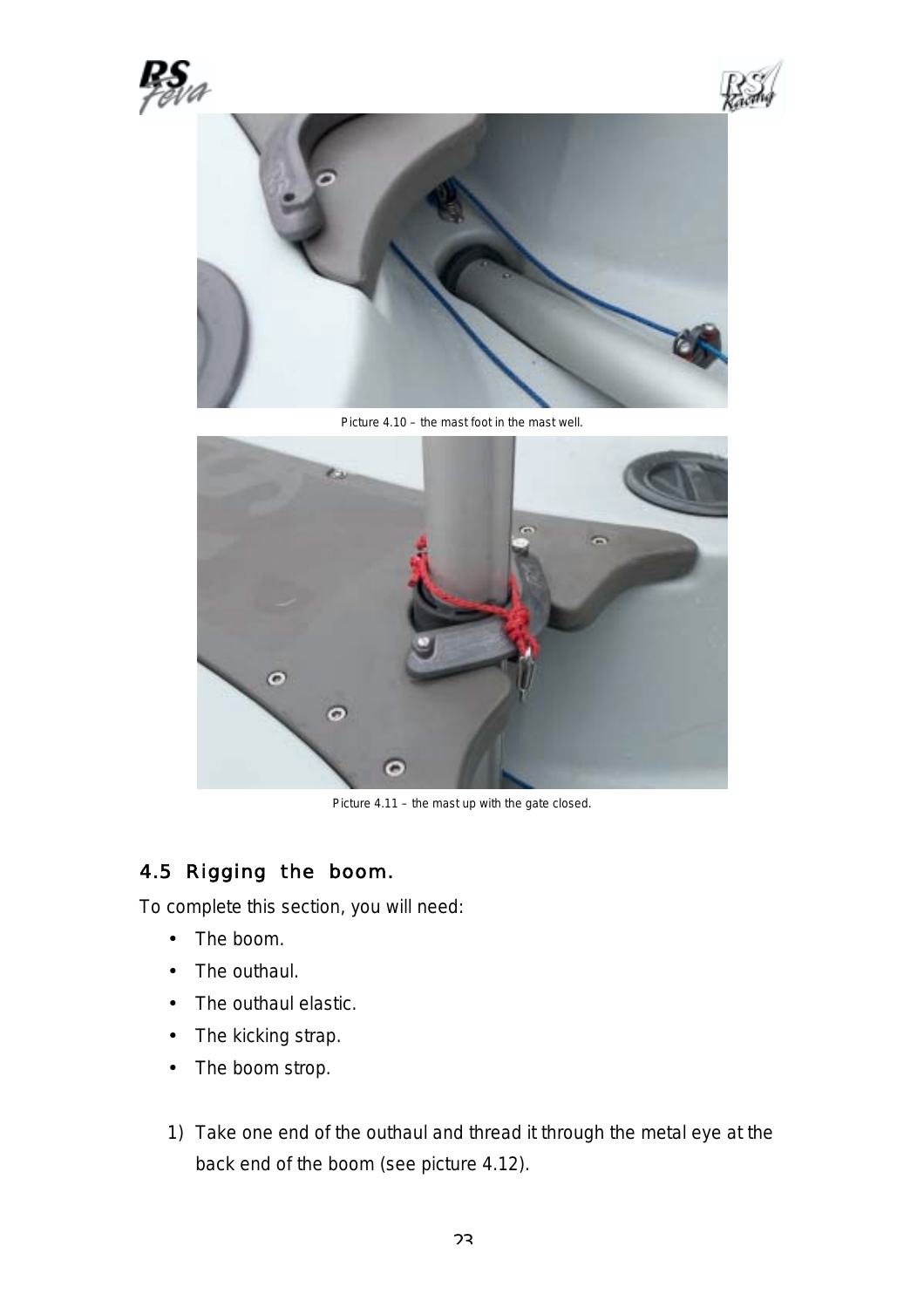Picture 4.10 – the mast foot in the mast well.

Picture 4.11 – the mast up with the gate closed.

## 4.5 Rigging the boom.

To complete this section, you will need:

- The boom.
- The outhaul.
- The outhaul elastic.
- The kicking strap.
- The boom strop.

1) Take one end of the outhaul and thread it through the metal eye at the back end of the boom (see picture 4.12).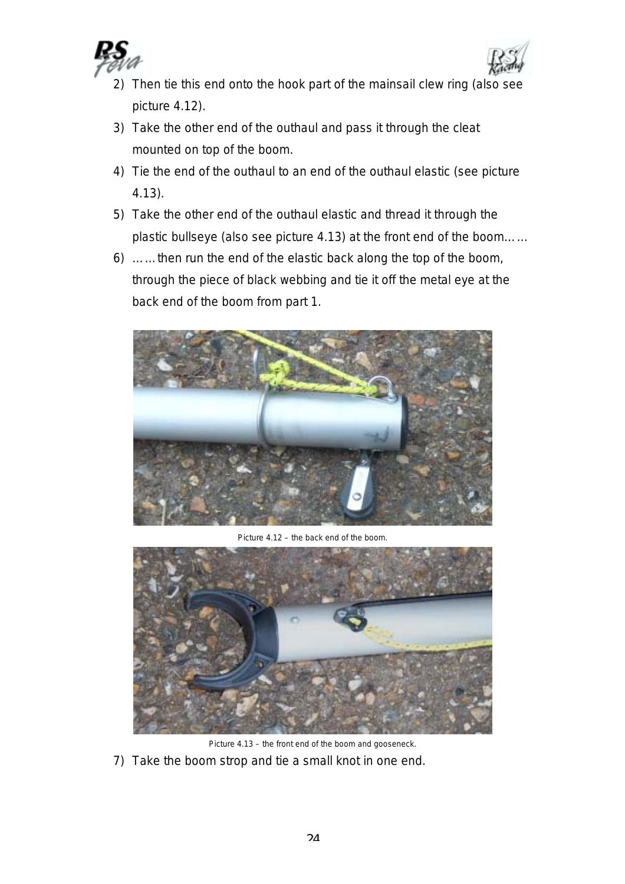2) Then tie this end onto the hook part of the mainsail clew ring (also see picture 4.12).
3) Take the other end of the outhaul and pass it through the cleat mounted on top of the boom.
4) Tie the end of the outhaul to an end of the outhaul elastic (see picture 4.13).
5) Take the other end of the outhaul elastic and thread it through the plastic bullseye (also see picture 4.13) at the front end of the boom……
6) ……then run the end of the elastic back along the top of the boom, through the piece of black webbing and tie it off the metal eye at the back end of the boom from part 1.

Picture 4.12 – the back end of the boom.

Picture 4.13 – the front end of the boom and gooseneck.

7) Take the boom strop and tie a small knot in one end.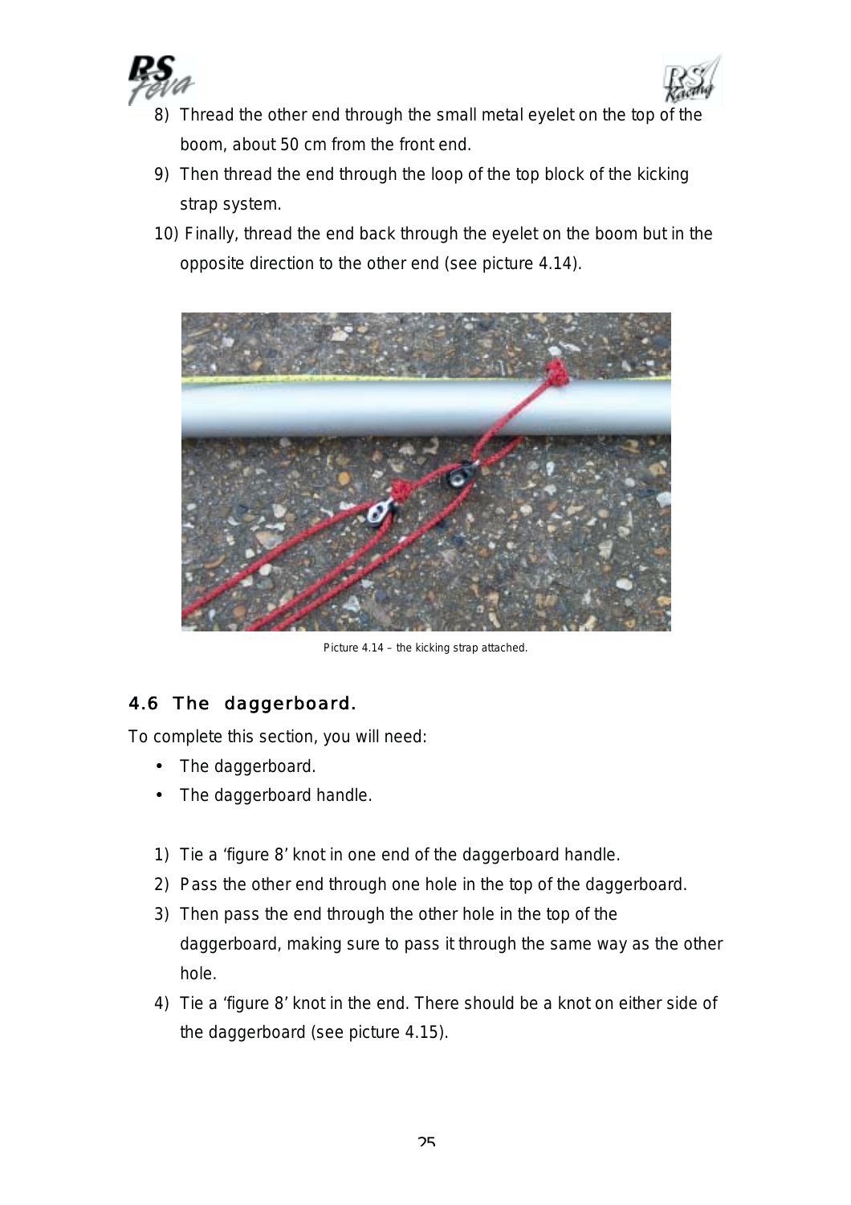8) Thread the other end through the small metal eyelet on the top of the boom, about 50 cm from the front end.
9) Then thread the end through the loop of the top block of the kicking strap system.
10) Finally, thread the end back through the eyelet on the boom but in the opposite direction to the other end (see picture 4.14).

Picture 4.14 – the kicking strap attached.

## 4.6 The daggerboard.

To complete this section, you will need:

- The daggerboard.
- The daggerboard handle.

1) Tie a 'figure 8' knot in one end of the daggerboard handle.
2) Pass the other end through one hole in the top of the daggerboard.
3) Then pass the end through the other hole in the top of the daggerboard, making sure to pass it through the same way as the other hole.
4) Tie a 'figure 8' knot in the end. There should be a knot on either side of the daggerboard (see picture 4.15).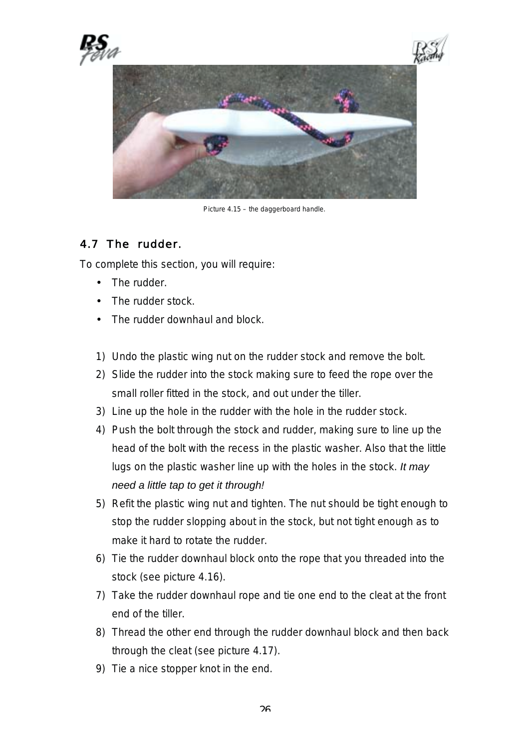Picture 4.15 – the daggerboard handle.

## 4.7 The rudder.

To complete this section, you will require:

- The rudder.
- The rudder stock.
- The rudder downhaul and block.

1) Undo the plastic wing nut on the rudder stock and remove the bolt.
2) Slide the rudder into the stock making sure to feed the rope over the small roller fitted in the stock, and out under the tiller.
3) Line up the hole in the rudder with the hole in the rudder stock.
4) Push the bolt through the stock and rudder, making sure to line up the head of the bolt with the recess in the plastic washer. Also that the little lugs on the plastic washer line up with the holes in the stock. *It may need a little tap to get it through!*
5) Refit the plastic wing nut and tighten. The nut should be tight enough to stop the rudder slopping about in the stock, but not tight enough as to make it hard to rotate the rudder.
6) Tie the rudder downhaul block onto the rope that you threaded into the stock (see picture 4.16).
7) Take the rudder downhaul rope and tie one end to the cleat at the front end of the tiller.
8) Thread the other end through the rudder downhaul block and then back through the cleat (see picture 4.17).
9) Tie a nice stopper knot in the end.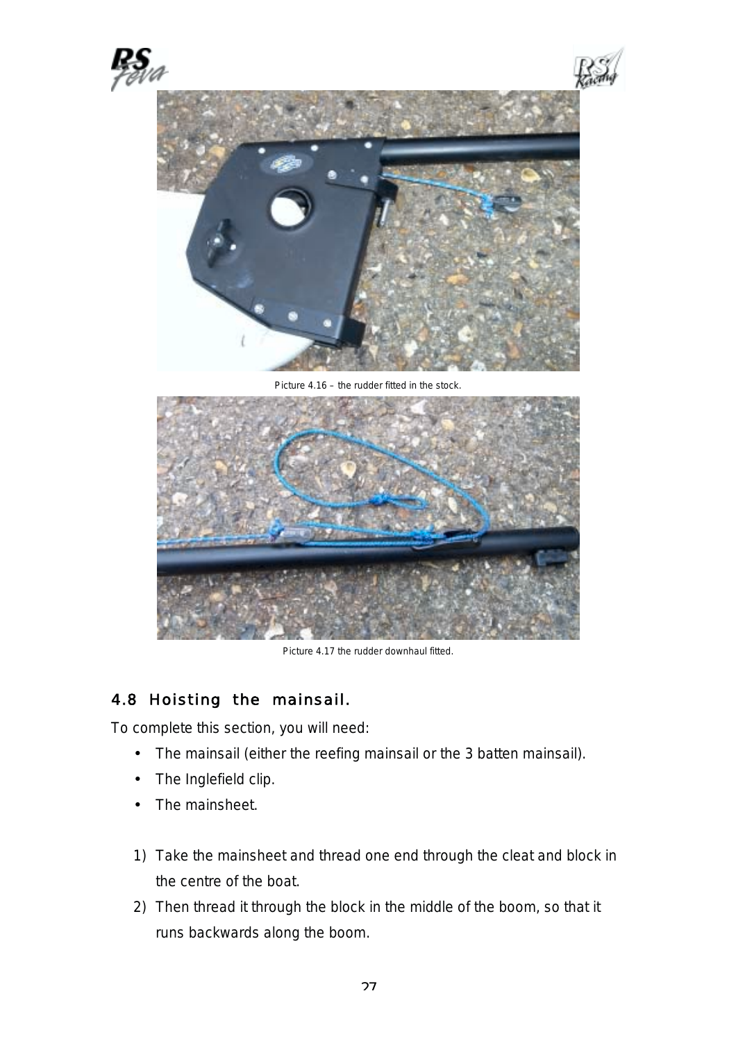Picture 4.16 – the rudder fitted in the stock.

Picture 4.17 the rudder downhaul fitted.

## 4.8 Hoisting the mainsail.

To complete this section, you will need:

- The mainsail (either the reefing mainsail or the 3 batten mainsail).
- The Inglefield clip.
- The mainsheet.

1) Take the mainsheet and thread one end through the cleat and block in the centre of the boat.
2) Then thread it through the block in the middle of the boom, so that it runs backwards along the boom.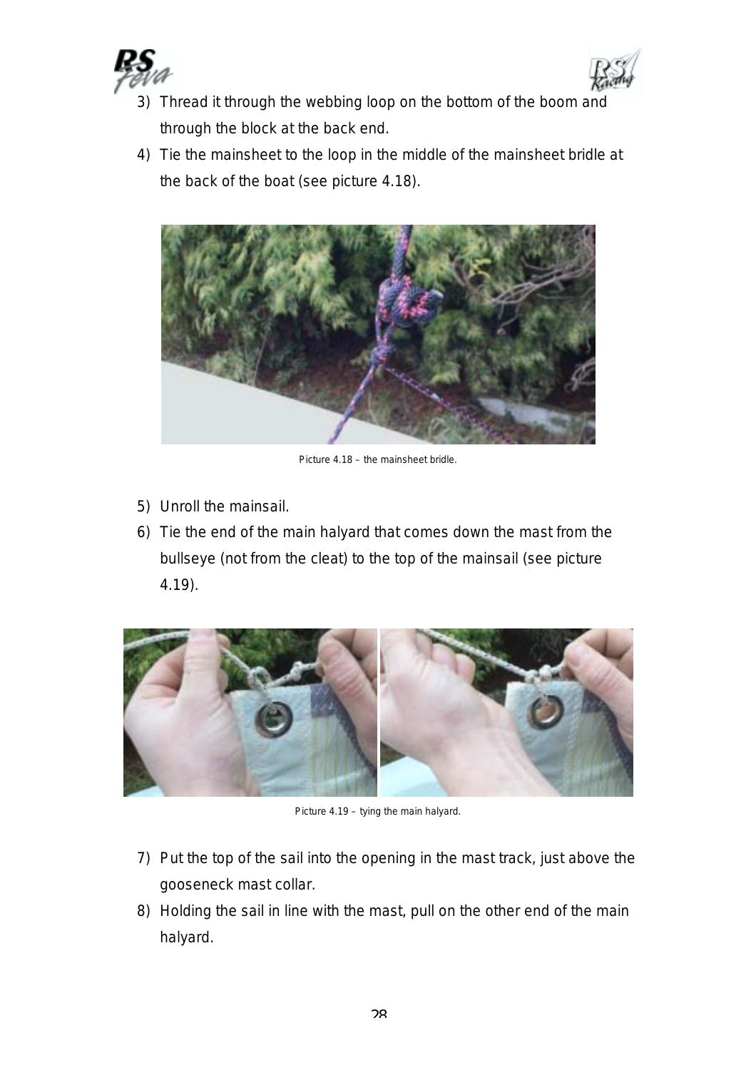3) Thread it through the webbing loop on the bottom of the boom and through the block at the back end.
4) Tie the mainsheet to the loop in the middle of the mainsheet bridle at the back of the boat (see picture 4.18).

Picture 4.18 – the mainsheet bridle.

5) Unroll the mainsail.
6) Tie the end of the main halyard that comes down the mast from the bullseye (not from the cleat) to the top of the mainsail (see picture 4.19).

Picture 4.19 – tying the main halyard.

7) Put the top of the sail into the opening in the mast track, just above the gooseneck mast collar.
8) Holding the sail in line with the mast, pull on the other end of the main halyard.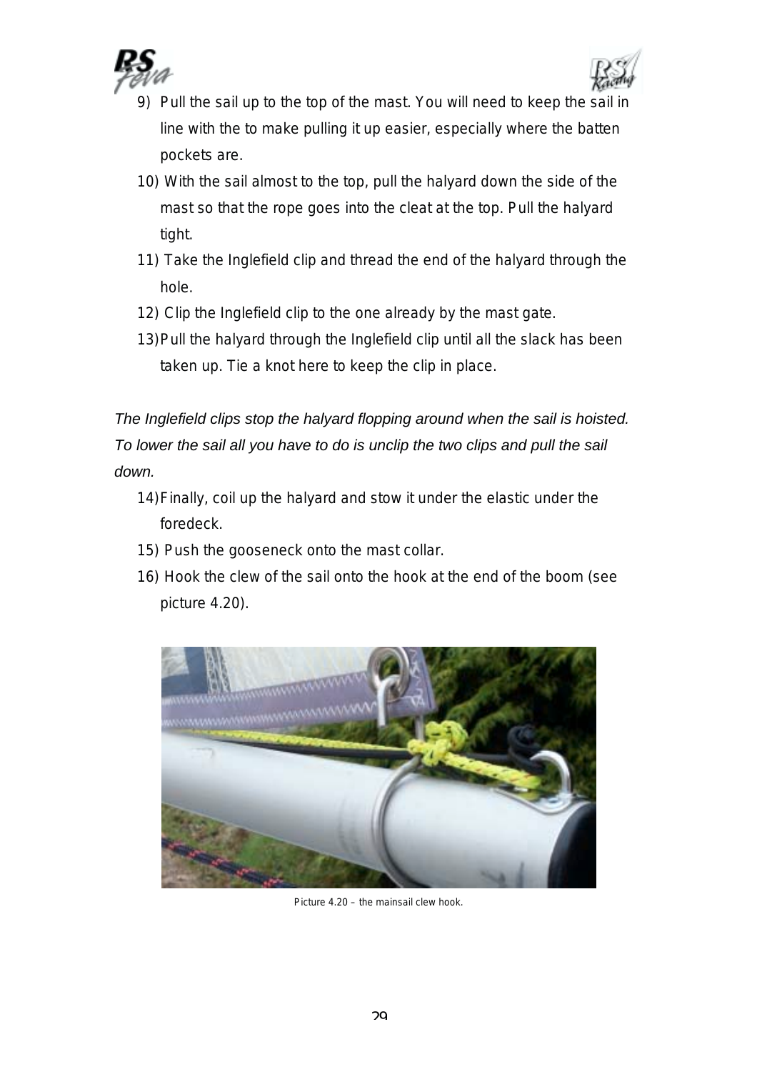9) Pull the sail up to the top of the mast. You will need to keep the sail in line with the to make pulling it up easier, especially where the batten pockets are.
10) With the sail almost to the top, pull the halyard down the side of the mast so that the rope goes into the cleat at the top. Pull the halyard tight.
11) Take the Inglefield clip and thread the end of the halyard through the hole.
12) Clip the Inglefield clip to the one already by the mast gate.
13) Pull the halyard through the Inglefield clip until all the slack has been taken up. Tie a knot here to keep the clip in place.

*The Inglefield clips stop the halyard flopping around when the sail is hoisted. To lower the sail all you have to do is unclip the two clips and pull the sail down.*

14) Finally, coil up the halyard and stow it under the elastic under the foredeck.
15) Push the gooseneck onto the mast collar.
16) Hook the clew of the sail onto the hook at the end of the boom (see picture 4.20).

Picture 4.20 – the mainsail clew hook.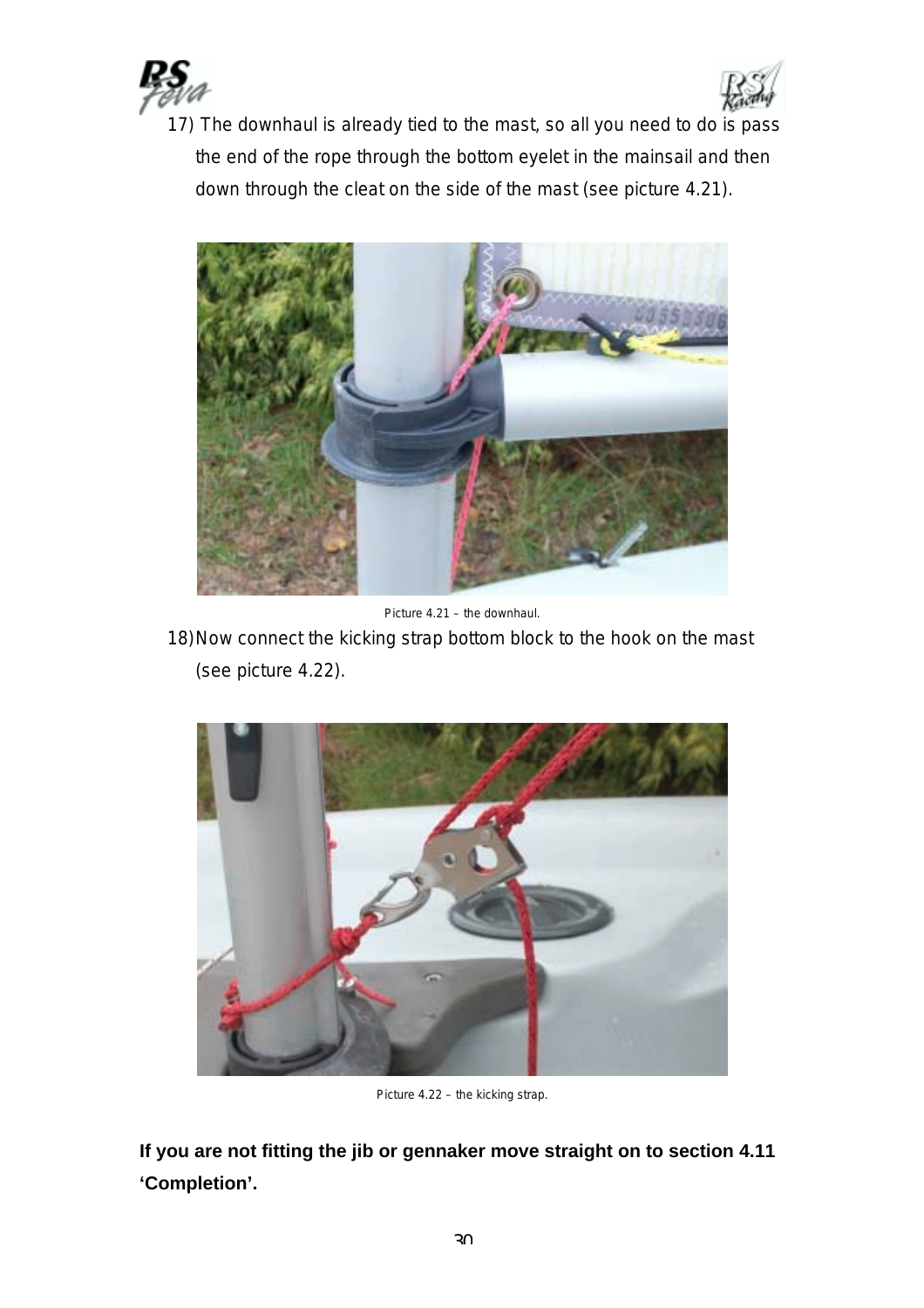17) The downhaul is already tied to the mast, so all you need to do is pass the end of the rope through the bottom eyelet in the mainsail and then down through the cleat on the side of the mast (see picture 4.21).

Picture 4.21 – the downhaul.

18) Now connect the kicking strap bottom block to the hook on the mast (see picture 4.22).

Picture 4.22 – the kicking strap.

**If you are not fitting the jib or gennaker move straight on to section 4.11 'Completion'.**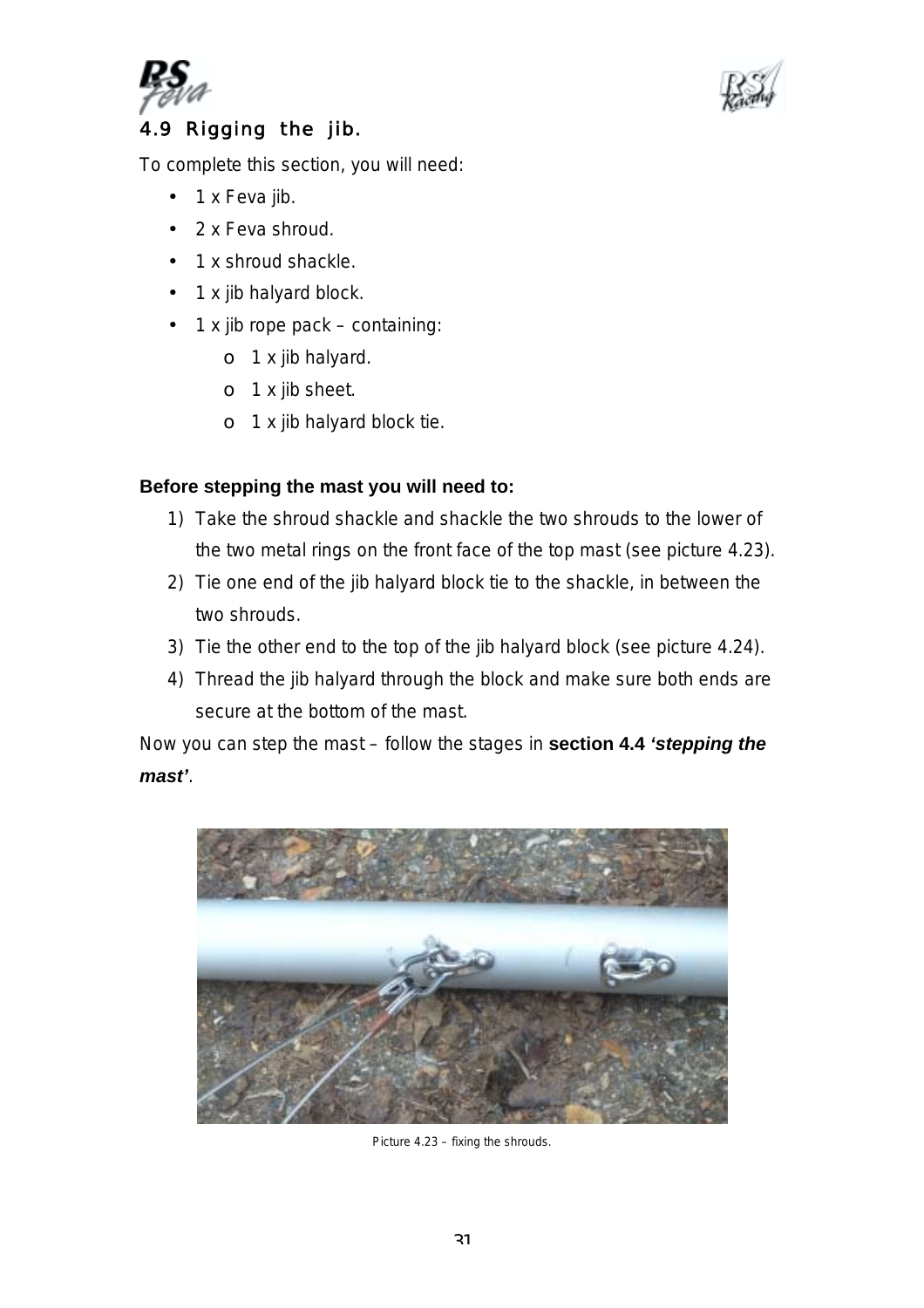## 4.9 Rigging the jib.

To complete this section, you will need:

- 1 x Feva jib.
- 2 x Feva shroud.
- 1 x shroud shackle.
- 1 x jib halyard block.
- 1 x jib rope pack – containing:
  - 1 x jib halyard.
  - 1 x jib sheet.
  - 1 x jib halyard block tie.

**Before stepping the mast you will need to:**

1) Take the shroud shackle and shackle the two shrouds to the lower of the two metal rings on the front face of the top mast (see picture 4.23).
2) Tie one end of the jib halyard block tie to the shackle, in between the two shrouds.
3) Tie the other end to the top of the jib halyard block (see picture 4.24).
4) Thread the jib halyard through the block and make sure both ends are secure at the bottom of the mast.

Now you can step the mast – follow the stages in **section 4.4 *'stepping the mast'***.

Picture 4.23 – fixing the shrouds.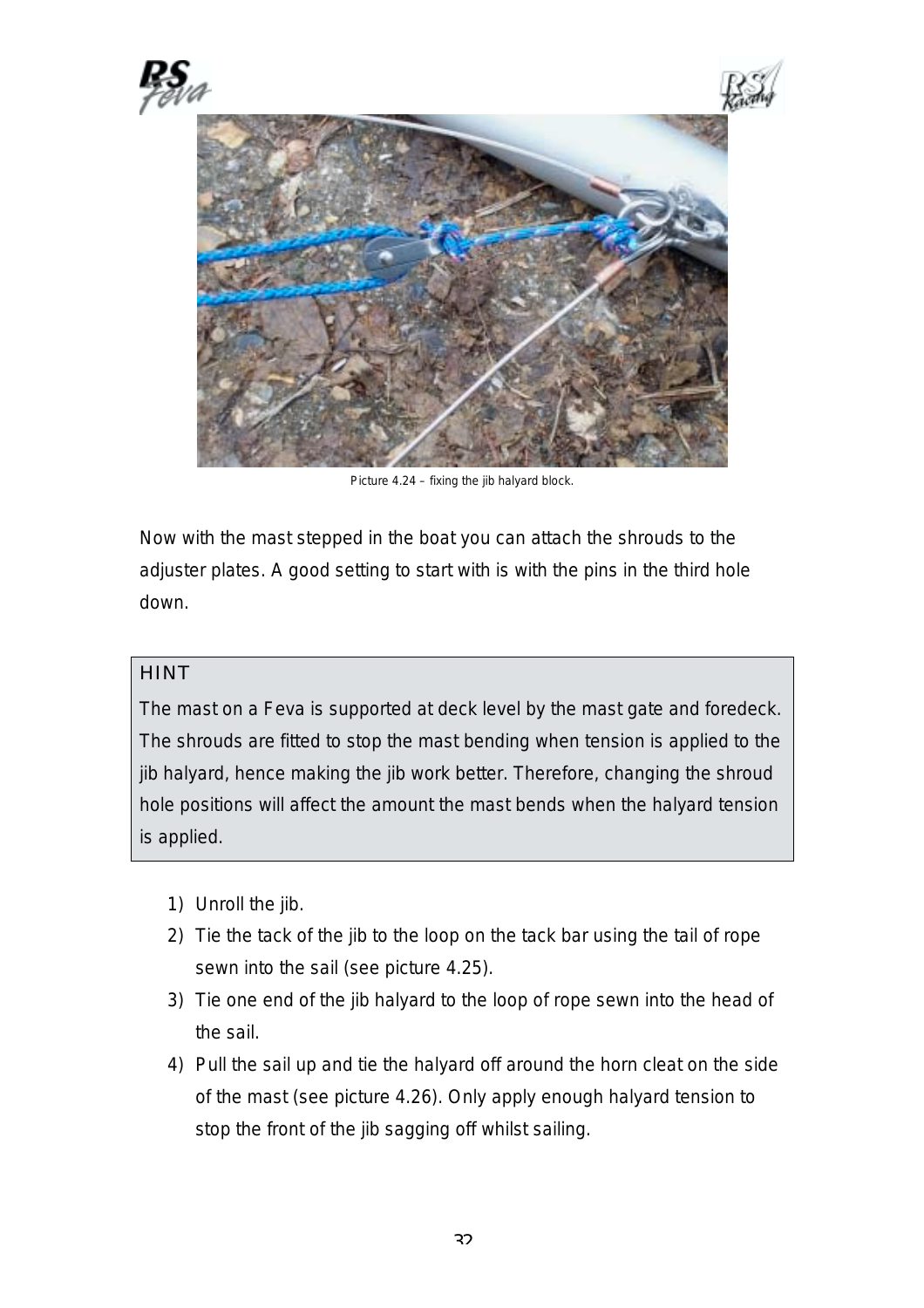Picture 4.24 – fixing the jib halyard block.

Now with the mast stepped in the boat you can attach the shrouds to the adjuster plates. A good setting to start with is with the pins in the third hole down.

**HINT**

The mast on a Feva is supported at deck level by the mast gate and foredeck. The shrouds are fitted to stop the mast bending when tension is applied to the jib halyard, hence making the jib work better. Therefore, changing the shroud hole positions will affect the amount the mast bends when the halyard tension is applied.

1) Unroll the jib.
2) Tie the tack of the jib to the loop on the tack bar using the tail of rope sewn into the sail (see picture 4.25).
3) Tie one end of the jib halyard to the loop of rope sewn into the head of the sail.
4) Pull the sail up and tie the halyard off around the horn cleat on the side of the mast (see picture 4.26). Only apply enough halyard tension to stop the front of the jib sagging off whilst sailing.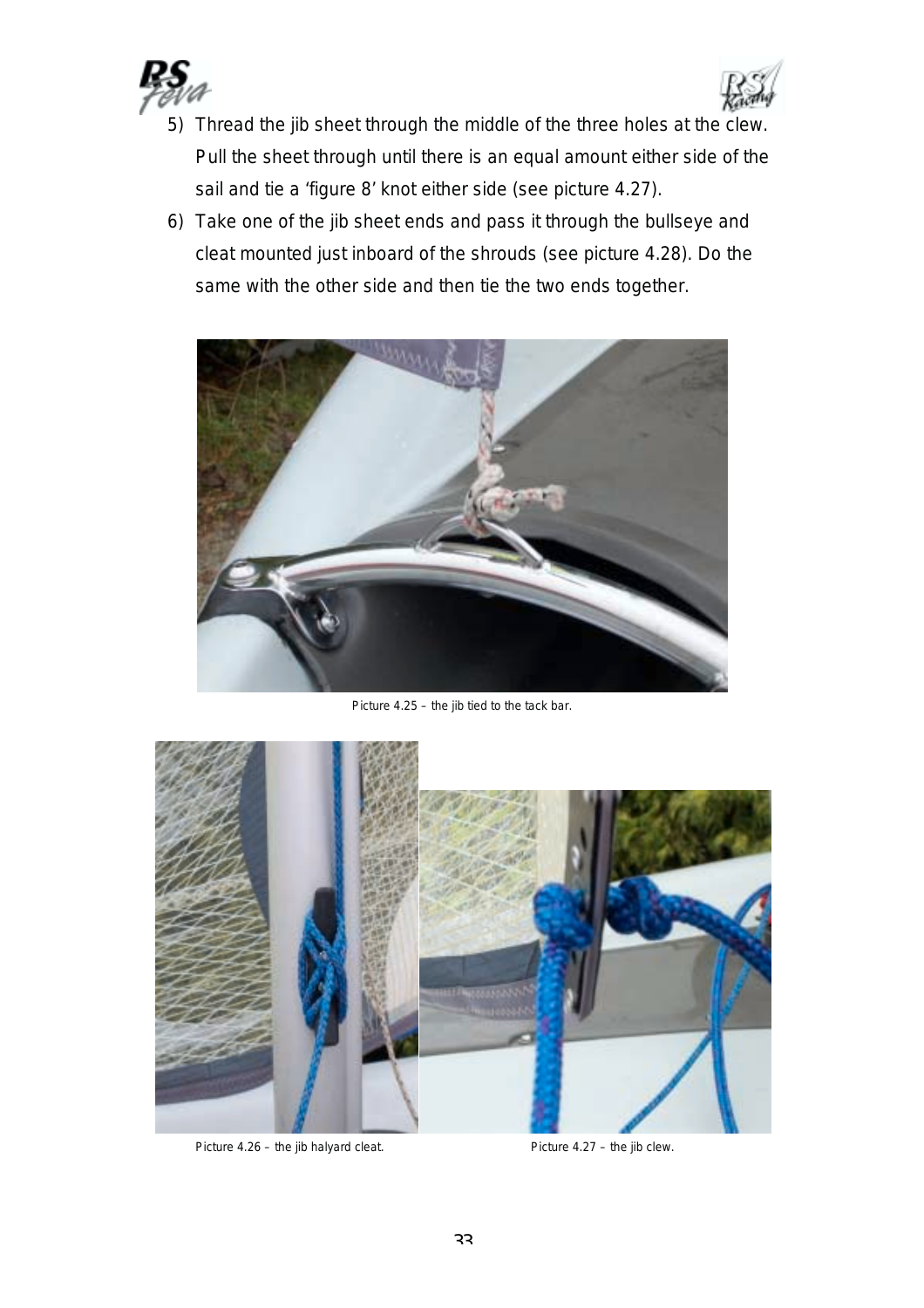5) Thread the jib sheet through the middle of the three holes at the clew. Pull the sheet through until there is an equal amount either side of the sail and tie a 'figure 8' knot either side (see picture 4.27).
6) Take one of the jib sheet ends and pass it through the bullseye and cleat mounted just inboard of the shrouds (see picture 4.28). Do the same with the other side and then tie the two ends together.

Picture 4.25 – the jib tied to the tack bar.

Picture 4.26 – the jib halyard cleat.

Picture 4.27 – the jib clew.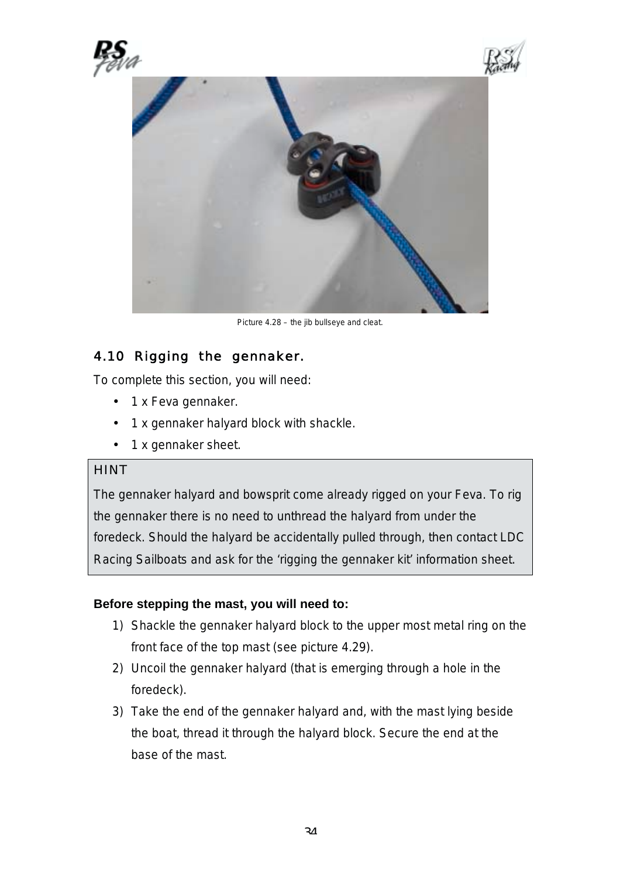Picture 4.28 – the jib bullseye and cleat.

## 4.10 Rigging the gennaker.

To complete this section, you will need:

- 1 x Feva gennaker.
- 1 x gennaker halyard block with shackle.
- 1 x gennaker sheet.

HINT

The gennaker halyard and bowsprit come already rigged on your Feva. To rig the gennaker there is no need to unthread the halyard from under the foredeck. Should the halyard be accidentally pulled through, then contact LDC Racing Sailboats and ask for the 'rigging the gennaker kit' information sheet.

**Before stepping the mast, you will need to:**

1) Shackle the gennaker halyard block to the upper most metal ring on the front face of the top mast (see picture 4.29).
2) Uncoil the gennaker halyard (that is emerging through a hole in the foredeck).
3) Take the end of the gennaker halyard and, with the mast lying beside the boat, thread it through the halyard block. Secure the end at the base of the mast.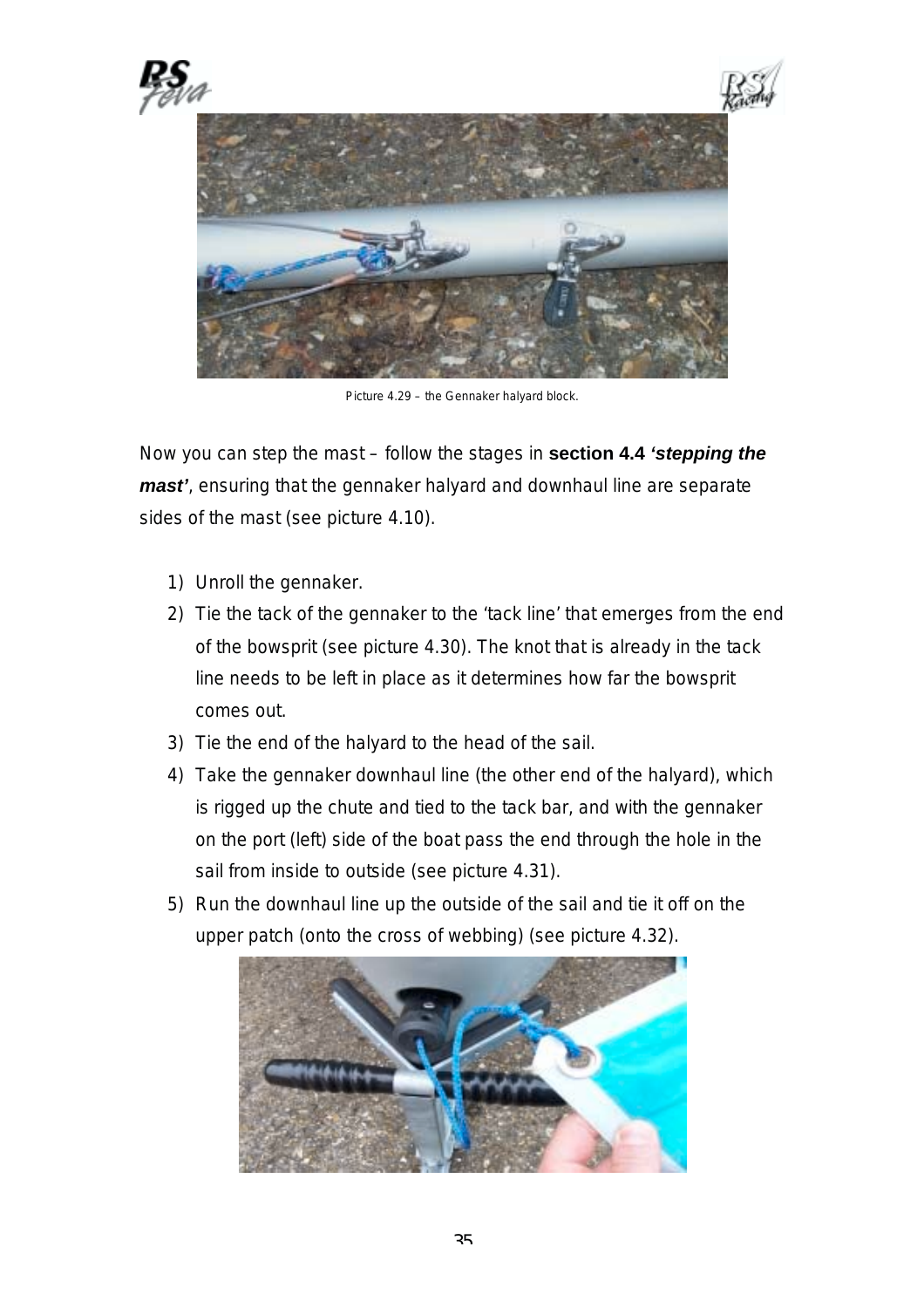Picture 4.29 – the Gennaker halyard block.

Now you can step the mast – follow the stages in **section 4.4 *'stepping the mast'***, ensuring that the gennaker halyard and downhaul line are separate sides of the mast (see picture 4.10).

1) Unroll the gennaker.
2) Tie the tack of the gennaker to the 'tack line' that emerges from the end of the bowsprit (see picture 4.30). The knot that is already in the tack line needs to be left in place as it determines how far the bowsprit comes out.
3) Tie the end of the halyard to the head of the sail.
4) Take the gennaker downhaul line (the other end of the halyard), which is rigged up the chute and tied to the tack bar, and with the gennaker on the port (left) side of the boat pass the end through the hole in the sail from inside to outside (see picture 4.31).
5) Run the downhaul line up the outside of the sail and tie it off on the upper patch (onto the cross of webbing) (see picture 4.32).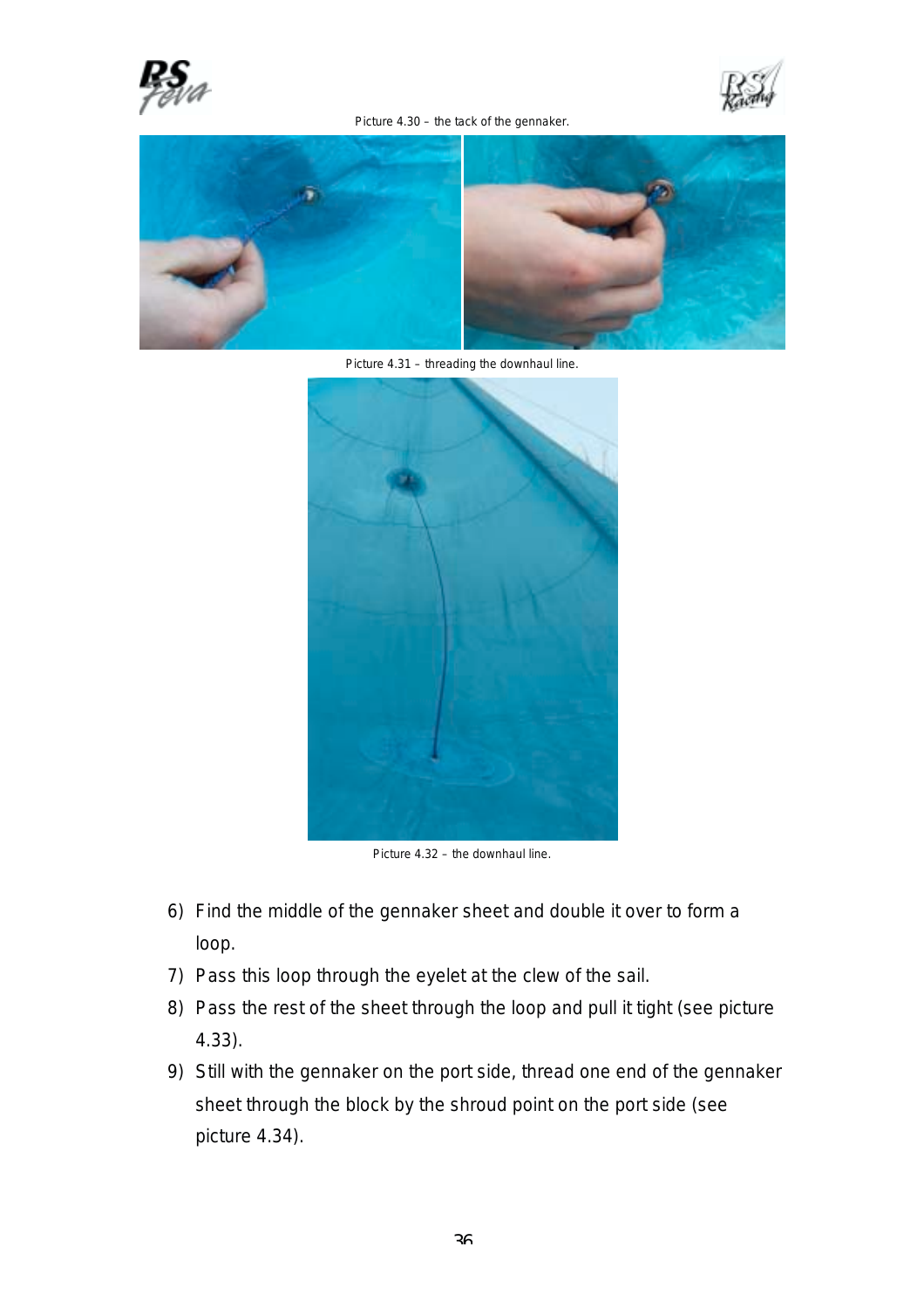Picture 4.30 – the tack of the gennaker.

Picture 4.31 – threading the downhaul line.

Picture 4.32 – the downhaul line.

6) Find the middle of the gennaker sheet and double it over to form a loop.
7) Pass this loop through the eyelet at the clew of the sail.
8) Pass the rest of the sheet through the loop and pull it tight (see picture 4.33).
9) Still with the gennaker on the port side, thread one end of the gennaker sheet through the block by the shroud point on the port side (see picture 4.34).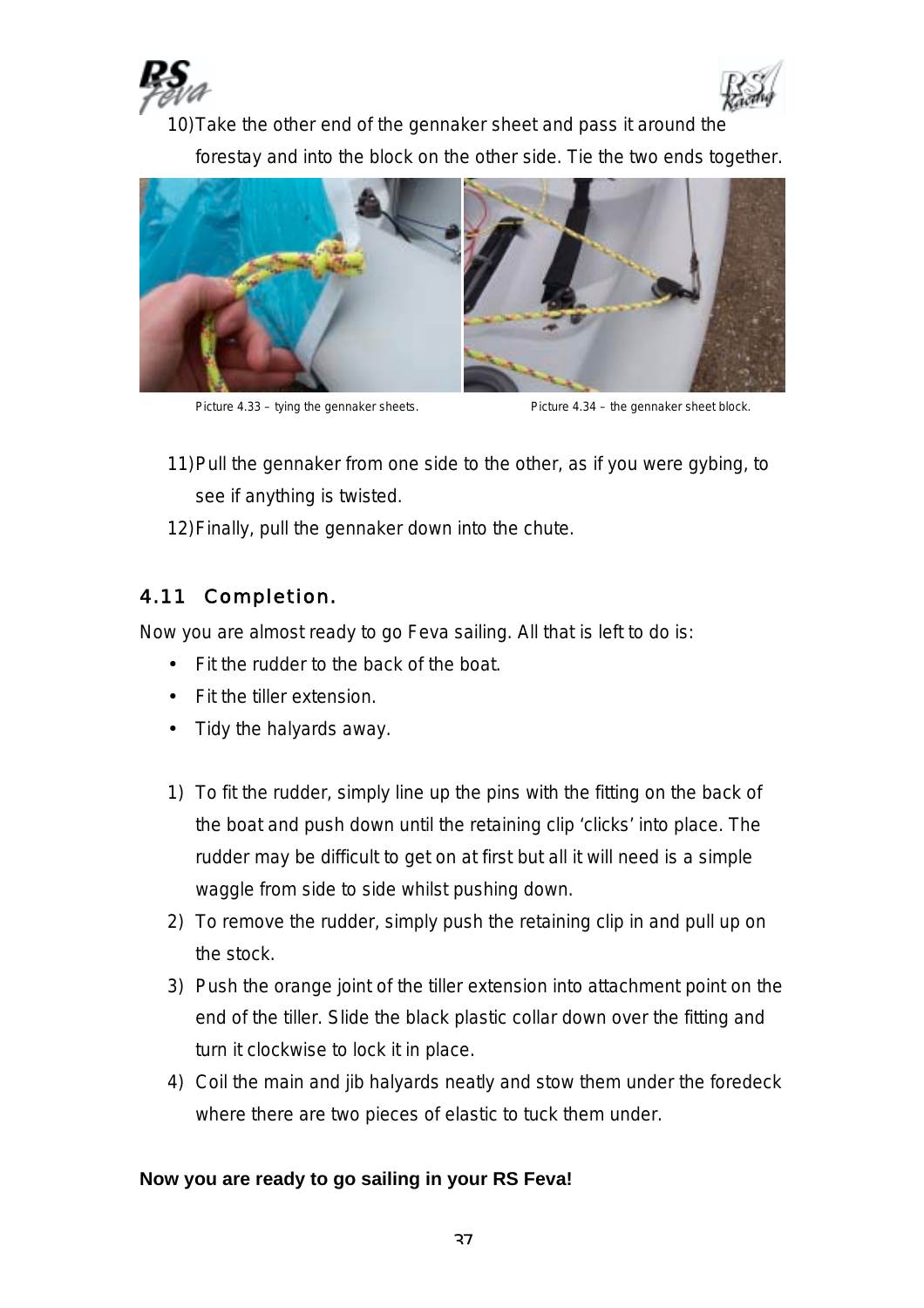10) Take the other end of the gennaker sheet and pass it around the forestay and into the block on the other side. Tie the two ends together.

Picture 4.33 – tying the gennaker sheets.

Picture 4.34 – the gennaker sheet block.

11) Pull the gennaker from one side to the other, as if you were gybing, to see if anything is twisted.
12) Finally, pull the gennaker down into the chute.

## 4.11 Completion.

Now you are almost ready to go Feva sailing. All that is left to do is:

- Fit the rudder to the back of the boat.
- Fit the tiller extension.
- Tidy the halyards away.

1) To fit the rudder, simply line up the pins with the fitting on the back of the boat and push down until the retaining clip 'clicks' into place. The rudder may be difficult to get on at first but all it will need is a simple waggle from side to side whilst pushing down.
2) To remove the rudder, simply push the retaining clip in and pull up on the stock.
3) Push the orange joint of the tiller extension into attachment point on the end of the tiller. Slide the black plastic collar down over the fitting and turn it clockwise to lock it in place.
4) Coil the main and jib halyards neatly and stow them under the foredeck where there are two pieces of elastic to tuck them under.

**Now you are ready to go sailing in your RS Feva!**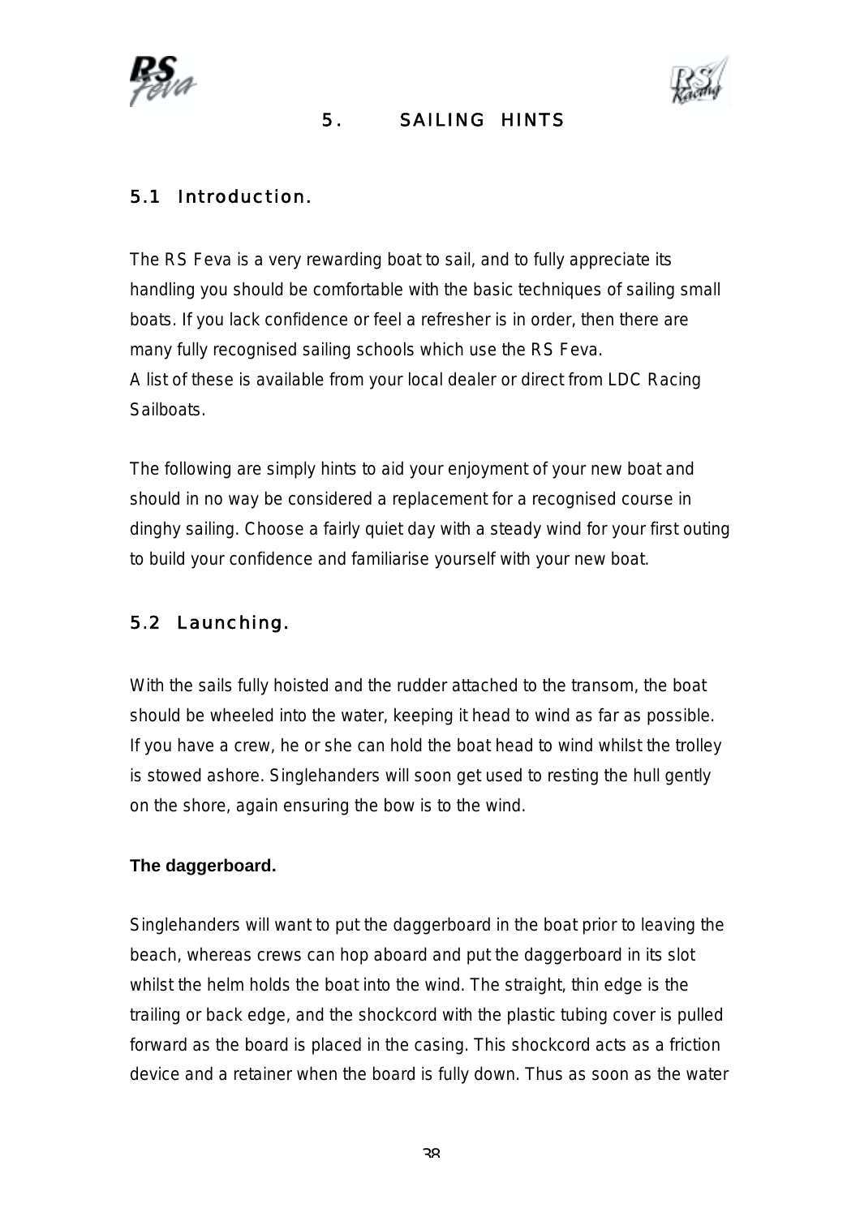# 5. SAILING HINTS

## 5.1 Introduction.

The RS Feva is a very rewarding boat to sail, and to fully appreciate its handling you should be comfortable with the basic techniques of sailing small boats. If you lack confidence or feel a refresher is in order, then there are many fully recognised sailing schools which use the RS Feva.
A list of these is available from your local dealer or direct from LDC Racing Sailboats.

The following are simply hints to aid your enjoyment of your new boat and should in no way be considered a replacement for a recognised course in dinghy sailing. Choose a fairly quiet day with a steady wind for your first outing to build your confidence and familiarise yourself with your new boat.

## 5.2 Launching.

With the sails fully hoisted and the rudder attached to the transom, the boat should be wheeled into the water, keeping it head to wind as far as possible. If you have a crew, he or she can hold the boat head to wind whilst the trolley is stowed ashore. Singlehanders will soon get used to resting the hull gently on the shore, again ensuring the bow is to the wind.

**The daggerboard.**

Singlehanders will want to put the daggerboard in the boat prior to leaving the beach, whereas crews can hop aboard and put the daggerboard in its slot whilst the helm holds the boat into the wind. The straight, thin edge is the trailing or back edge, and the shockcord with the plastic tubing cover is pulled forward as the board is placed in the casing. This shockcord acts as a friction device and a retainer when the board is fully down. Thus as soon as the water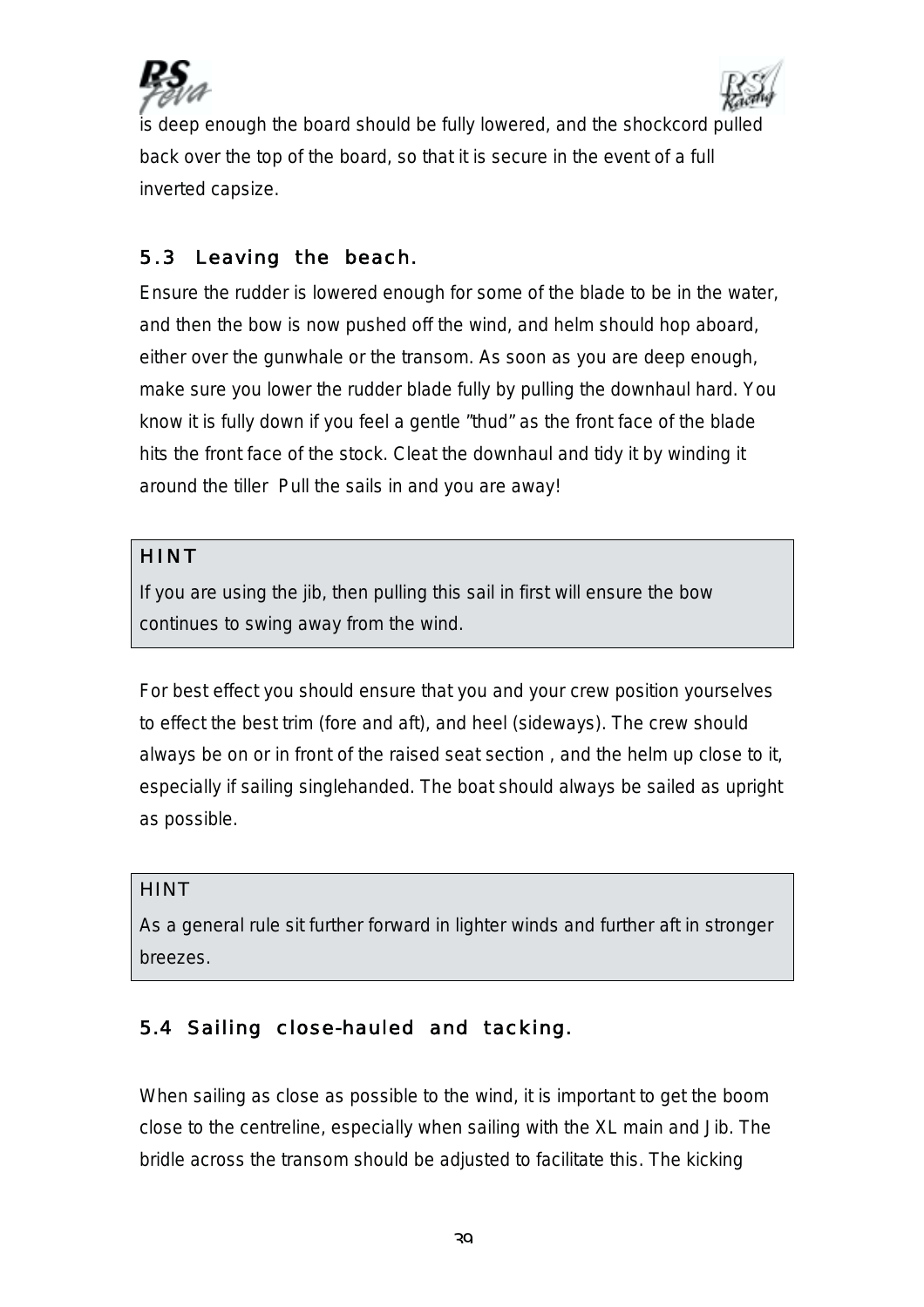is deep enough the board should be fully lowered, and the shockcord pulled back over the top of the board, so that it is secure in the event of a full inverted capsize.

### 5.3 Leaving the beach.

Ensure the rudder is lowered enough for some of the blade to be in the water, and then the bow is now pushed off the wind, and helm should hop aboard, either over the gunwhale or the transom. As soon as you are deep enough, make sure you lower the rudder blade fully by pulling the downhaul hard. You know it is fully down if you feel a gentle "thud" as the front face of the blade hits the front face of the stock. Cleat the downhaul and tidy it by winding it around the tiller Pull the sails in and you are away!

> **HINT**
>
> If you are using the jib, then pulling this sail in first will ensure the bow continues to swing away from the wind.

For best effect you should ensure that you and your crew position yourselves to effect the best trim (fore and aft), and heel (sideways). The crew should always be on or in front of the raised seat section , and the helm up close to it, especially if sailing singlehanded. The boat should always be sailed as upright as possible.

> **HINT**
>
> As a general rule sit further forward in lighter winds and further aft in stronger breezes.

### 5.4 Sailing close-hauled and tacking.

When sailing as close as possible to the wind, it is important to get the boom close to the centreline, especially when sailing with the XL main and Jib. The bridle across the transom should be adjusted to facilitate this. The kicking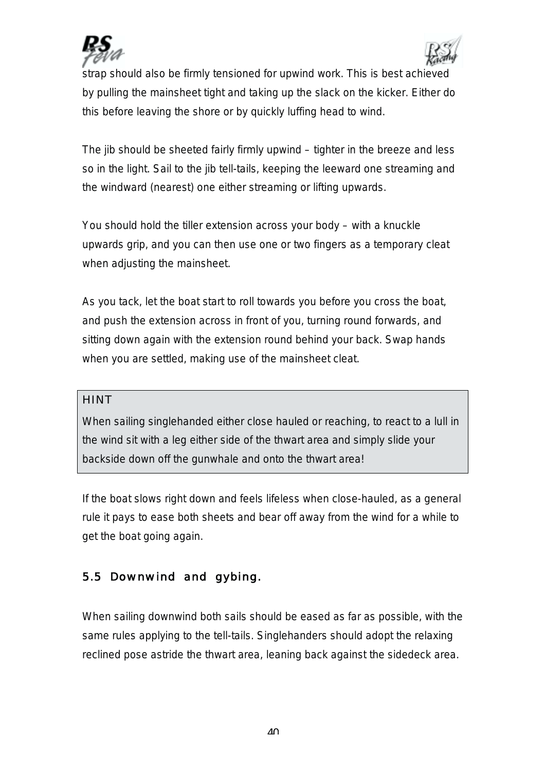strap should also be firmly tensioned for upwind work. This is best achieved by pulling the mainsheet tight and taking up the slack on the kicker. Either do this before leaving the shore or by quickly luffing head to wind.

The jib should be sheeted fairly firmly upwind – tighter in the breeze and less so in the light. Sail to the jib tell-tails, keeping the leeward one streaming and the windward (nearest) one either streaming or lifting upwards.

You should hold the tiller extension across your body – with a knuckle upwards grip, and you can then use one or two fingers as a temporary cleat when adjusting the mainsheet.

As you tack, let the boat start to roll towards you before you cross the boat, and push the extension across in front of you, turning round forwards, and sitting down again with the extension round behind your back. Swap hands when you are settled, making use of the mainsheet cleat.

> HINT
>
> When sailing singlehanded either close hauled or reaching, to react to a lull in the wind sit with a leg either side of the thwart area and simply slide your backside down off the gunwhale and onto the thwart area!

If the boat slows right down and feels lifeless when close-hauled, as a general rule it pays to ease both sheets and bear off away from the wind for a while to get the boat going again.

### 5.5 Downwind and gybing.

When sailing downwind both sails should be eased as far as possible, with the same rules applying to the tell-tails. Singlehanders should adopt the relaxing reclined pose astride the thwart area, leaning back against the sidedeck area.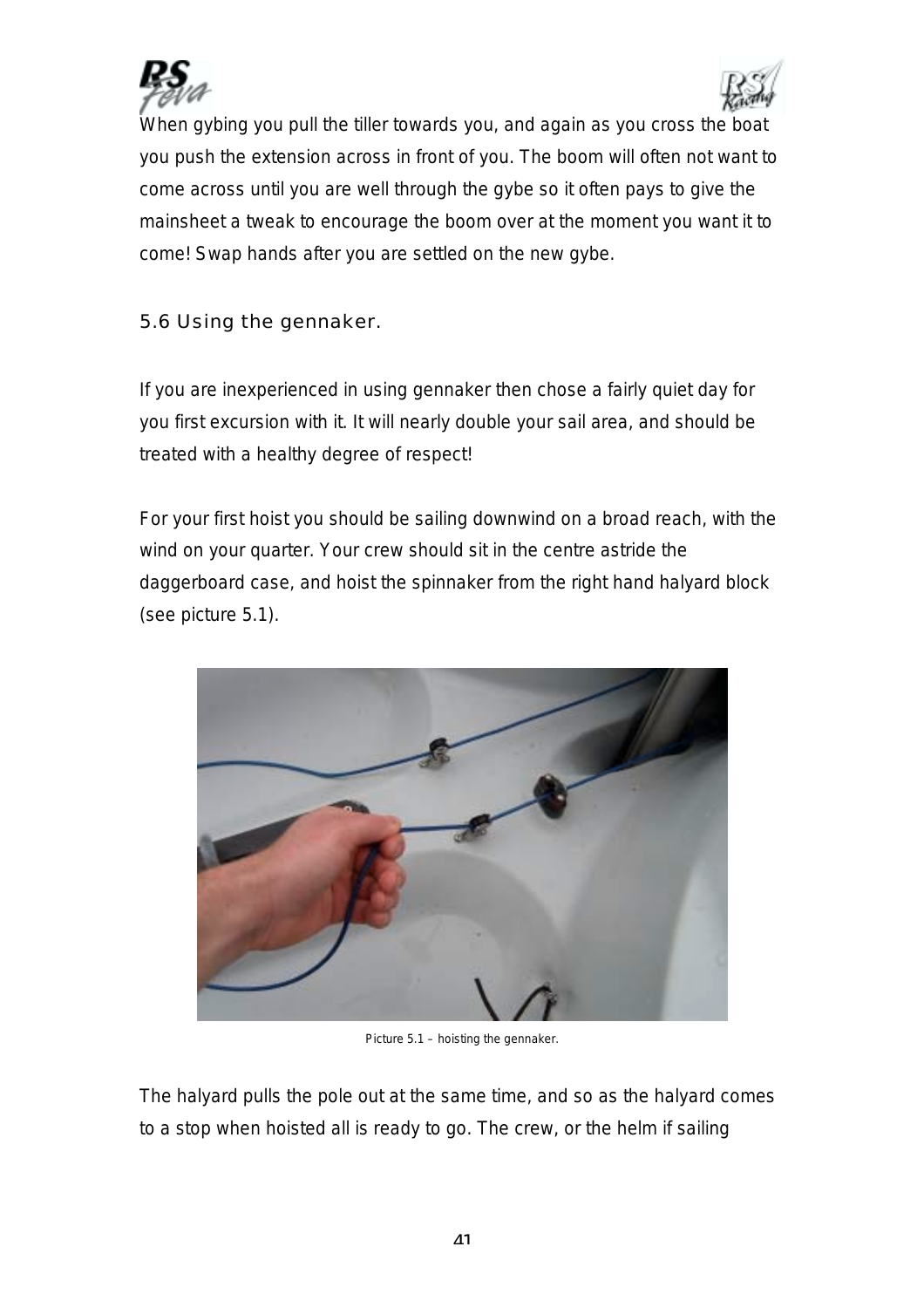When gybing you pull the tiller towards you, and again as you cross the boat you push the extension across in front of you. The boom will often not want to come across until you are well through the gybe so it often pays to give the mainsheet a tweak to encourage the boom over at the moment you want it to come! Swap hands after you are settled on the new gybe.

## 5.6 Using the gennaker.

If you are inexperienced in using gennaker then chose a fairly quiet day for you first excursion with it. It will nearly double your sail area, and should be treated with a healthy degree of respect!

For your first hoist you should be sailing downwind on a broad reach, with the wind on your quarter. Your crew should sit in the centre astride the daggerboard case, and hoist the spinnaker from the right hand halyard block (see picture 5.1).

Picture 5.1 – hoisting the gennaker.

The halyard pulls the pole out at the same time, and so as the halyard comes to a stop when hoisted all is ready to go. The crew, or the helm if sailing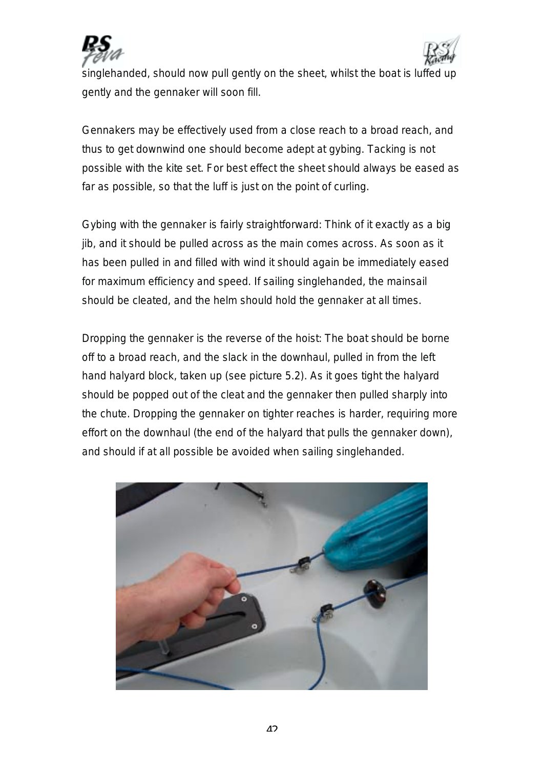singlehanded, should now pull gently on the sheet, whilst the boat is luffed up gently and the gennaker will soon fill.

Gennakers may be effectively used from a close reach to a broad reach, and thus to get downwind one should become adept at gybing. Tacking is not possible with the kite set. For best effect the sheet should always be eased as far as possible, so that the luff is just on the point of curling.

Gybing with the gennaker is fairly straightforward: Think of it exactly as a big jib, and it should be pulled across as the main comes across. As soon as it has been pulled in and filled with wind it should again be immediately eased for maximum efficiency and speed. If sailing singlehanded, the mainsail should be cleated, and the helm should hold the gennaker at all times.

Dropping the gennaker is the reverse of the hoist: The boat should be borne off to a broad reach, and the slack in the downhaul, pulled in from the left hand halyard block, taken up (see picture 5.2). As it goes tight the halyard should be popped out of the cleat and the gennaker then pulled sharply into the chute. Dropping the gennaker on tighter reaches is harder, requiring more effort on the downhaul (the end of the halyard that pulls the gennaker down), and should if at all possible be avoided when sailing singlehanded.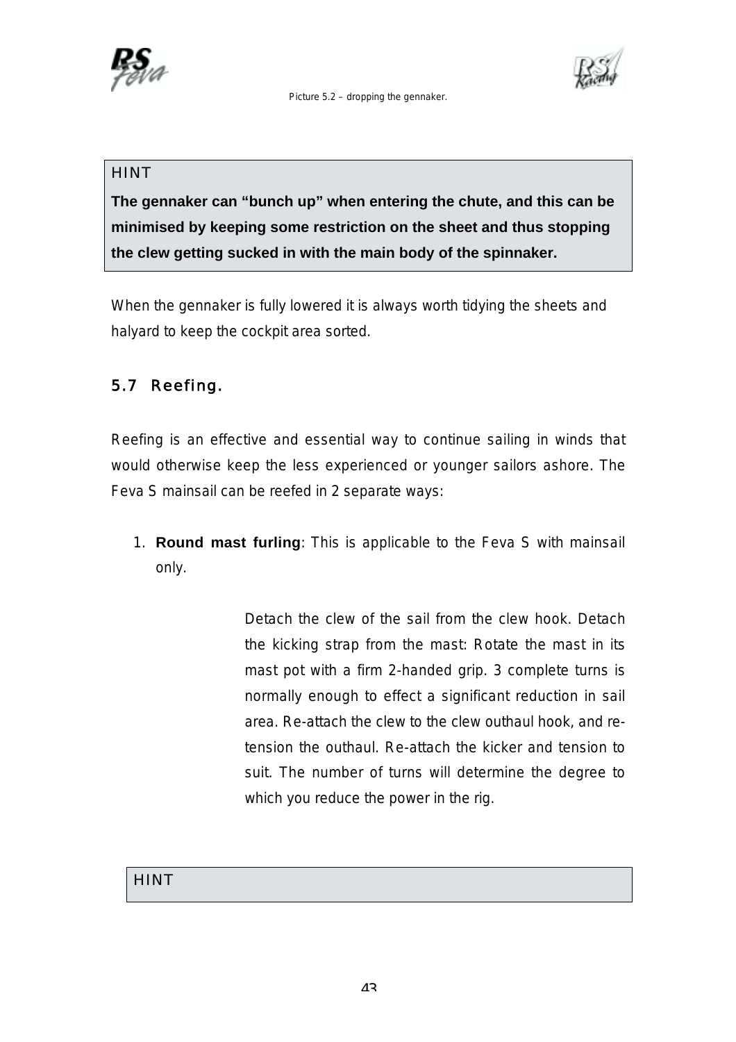Picture 5.2 – dropping the gennaker.

> HINT
>
> **The gennaker can "bunch up" when entering the chute, and this can be minimised by keeping some restriction on the sheet and thus stopping the clew getting sucked in with the main body of the spinnaker.**

When the gennaker is fully lowered it is always worth tidying the sheets and halyard to keep the cockpit area sorted.

## 5.7 Reefing.

Reefing is an effective and essential way to continue sailing in winds that would otherwise keep the less experienced or younger sailors ashore. The Feva S mainsail can be reefed in 2 separate ways:

1. **Round mast furling**: This is applicable to the Feva S with mainsail only.

   Detach the clew of the sail from the clew hook. Detach the kicking strap from the mast: Rotate the mast in its mast pot with a firm 2-handed grip. 3 complete turns is normally enough to effect a significant reduction in sail area. Re-attach the clew to the clew outhaul hook, and re-tension the outhaul. Re-attach the kicker and tension to suit. The number of turns will determine the degree to which you reduce the power in the rig.

> HINT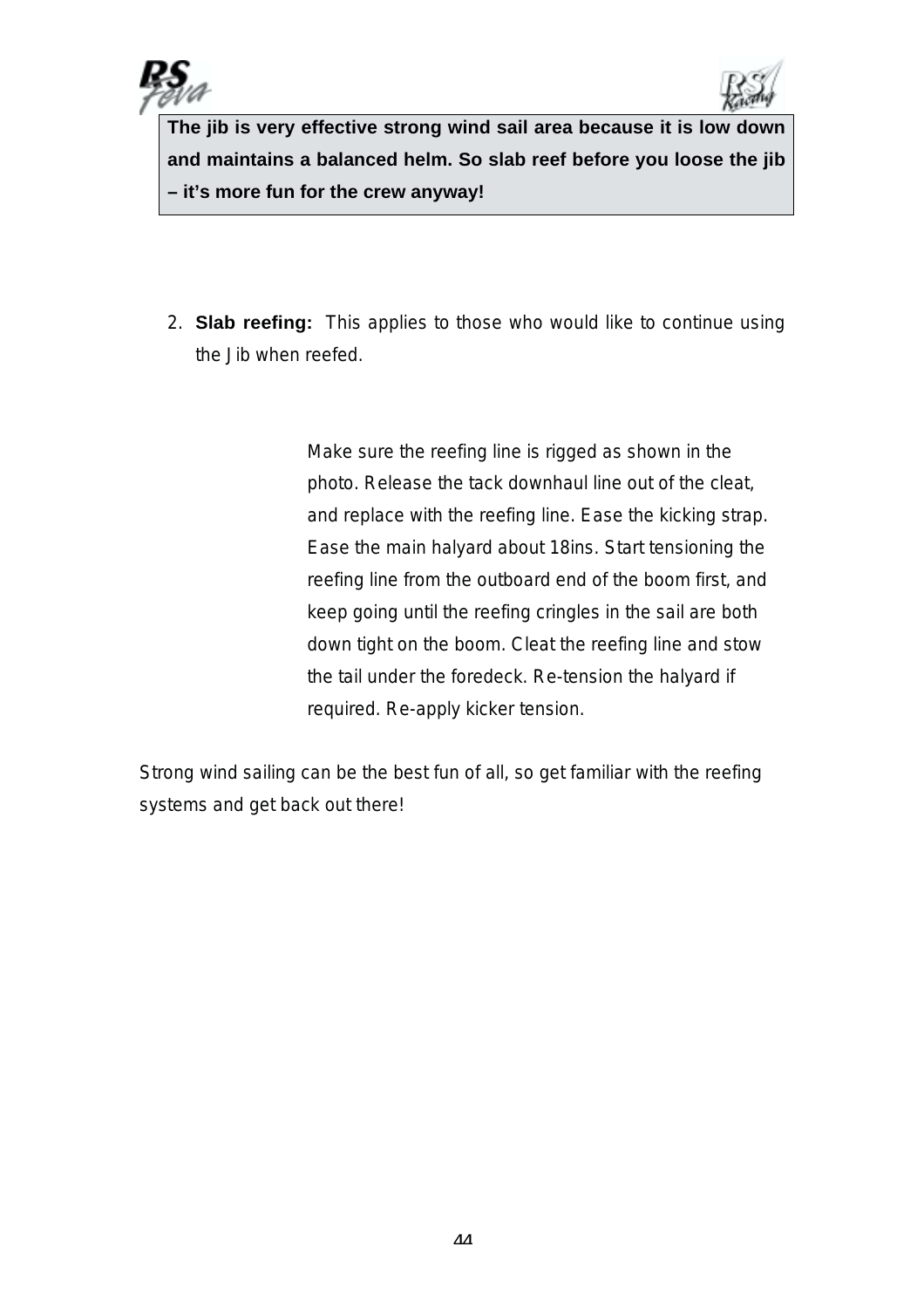**The jib is very effective strong wind sail area because it is low down and maintains a balanced helm. So slab reef before you loose the jib – it's more fun for the crew anyway!**

2. **Slab reefing:** This applies to those who would like to continue using the Jib when reefed.

Make sure the reefing line is rigged as shown in the photo. Release the tack downhaul line out of the cleat, and replace with the reefing line. Ease the kicking strap. Ease the main halyard about 18ins. Start tensioning the reefing line from the outboard end of the boom first, and keep going until the reefing cringles in the sail are both down tight on the boom. Cleat the reefing line and stow the tail under the foredeck. Re-tension the halyard if required. Re-apply kicker tension.

Strong wind sailing can be the best fun of all, so get familiar with the reefing systems and get back out there!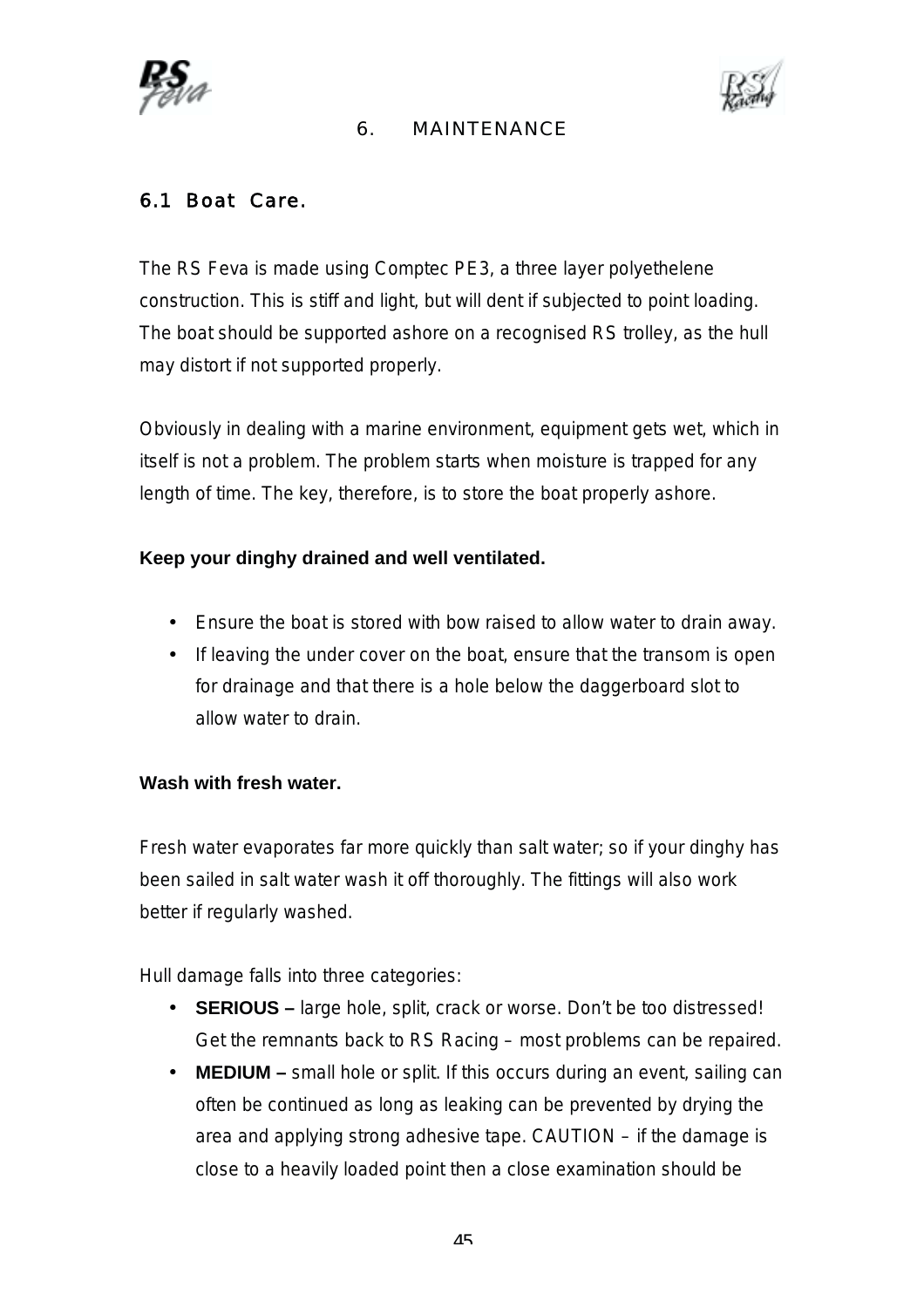# 6. MAINTENANCE

## 6.1 Boat Care.

The RS Feva is made using Comptec PE3, a three layer polyethelene construction. This is stiff and light, but will dent if subjected to point loading. The boat should be supported ashore on a recognised RS trolley, as the hull may distort if not supported properly.

Obviously in dealing with a marine environment, equipment gets wet, which in itself is not a problem. The problem starts when moisture is trapped for any length of time. The key, therefore, is to store the boat properly ashore.

**Keep your dinghy drained and well ventilated.**

- Ensure the boat is stored with bow raised to allow water to drain away.
- If leaving the under cover on the boat, ensure that the transom is open for drainage and that there is a hole below the daggerboard slot to allow water to drain.

**Wash with fresh water.**

Fresh water evaporates far more quickly than salt water; so if your dinghy has been sailed in salt water wash it off thoroughly. The fittings will also work better if regularly washed.

Hull damage falls into three categories:

- **SERIOUS –** large hole, split, crack or worse. Don't be too distressed! Get the remnants back to RS Racing – most problems can be repaired.
- **MEDIUM –** small hole or split. If this occurs during an event, sailing can often be continued as long as leaking can be prevented by drying the area and applying strong adhesive tape. CAUTION – if the damage is close to a heavily loaded point then a close examination should be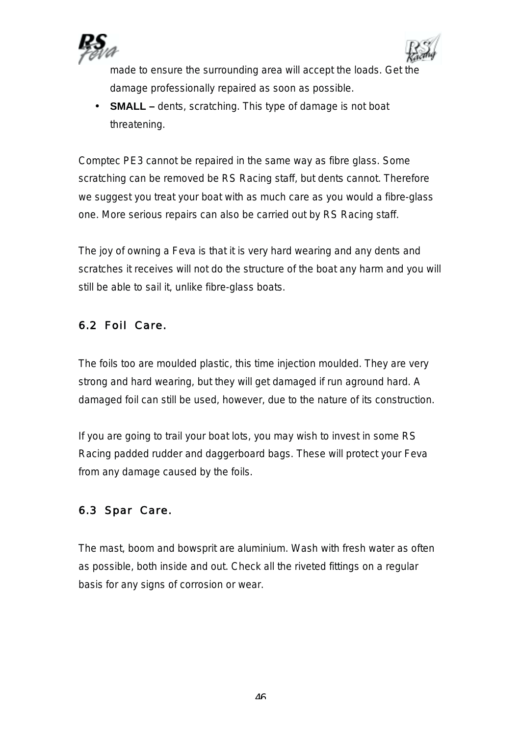made to ensure the surrounding area will accept the loads. Get the damage professionally repaired as soon as possible.

- **SMALL –** dents, scratching. This type of damage is not boat threatening.

Comptec PE3 cannot be repaired in the same way as fibre glass. Some scratching can be removed be RS Racing staff, but dents cannot. Therefore we suggest you treat your boat with as much care as you would a fibre-glass one. More serious repairs can also be carried out by RS Racing staff.

The joy of owning a Feva is that it is very hard wearing and any dents and scratches it receives will not do the structure of the boat any harm and you will still be able to sail it, unlike fibre-glass boats.

## 6.2 Foil Care.

The foils too are moulded plastic, this time injection moulded. They are very strong and hard wearing, but they will get damaged if run aground hard. A damaged foil can still be used, however, due to the nature of its construction.

If you are going to trail your boat lots, you may wish to invest in some RS Racing padded rudder and daggerboard bags. These will protect your Feva from any damage caused by the foils.

## 6.3 Spar Care.

The mast, boom and bowsprit are aluminium. Wash with fresh water as often as possible, both inside and out. Check all the riveted fittings on a regular basis for any signs of corrosion or wear.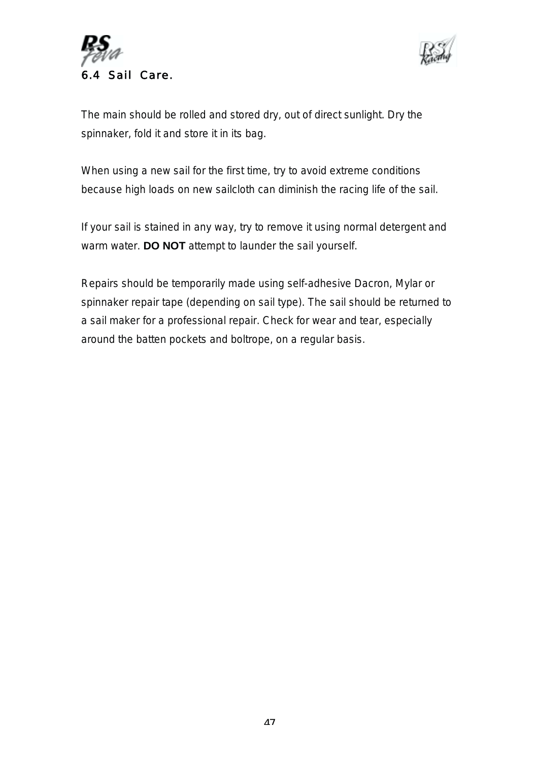## 6.4 Sail Care.

The main should be rolled and stored dry, out of direct sunlight. Dry the spinnaker, fold it and store it in its bag.

When using a new sail for the first time, try to avoid extreme conditions because high loads on new sailcloth can diminish the racing life of the sail.

If your sail is stained in any way, try to remove it using normal detergent and warm water. **DO NOT** attempt to launder the sail yourself.

Repairs should be temporarily made using self-adhesive Dacron, Mylar or spinnaker repair tape (depending on sail type). The sail should be returned to a sail maker for a professional repair. Check for wear and tear, especially around the batten pockets and boltrope, on a regular basis.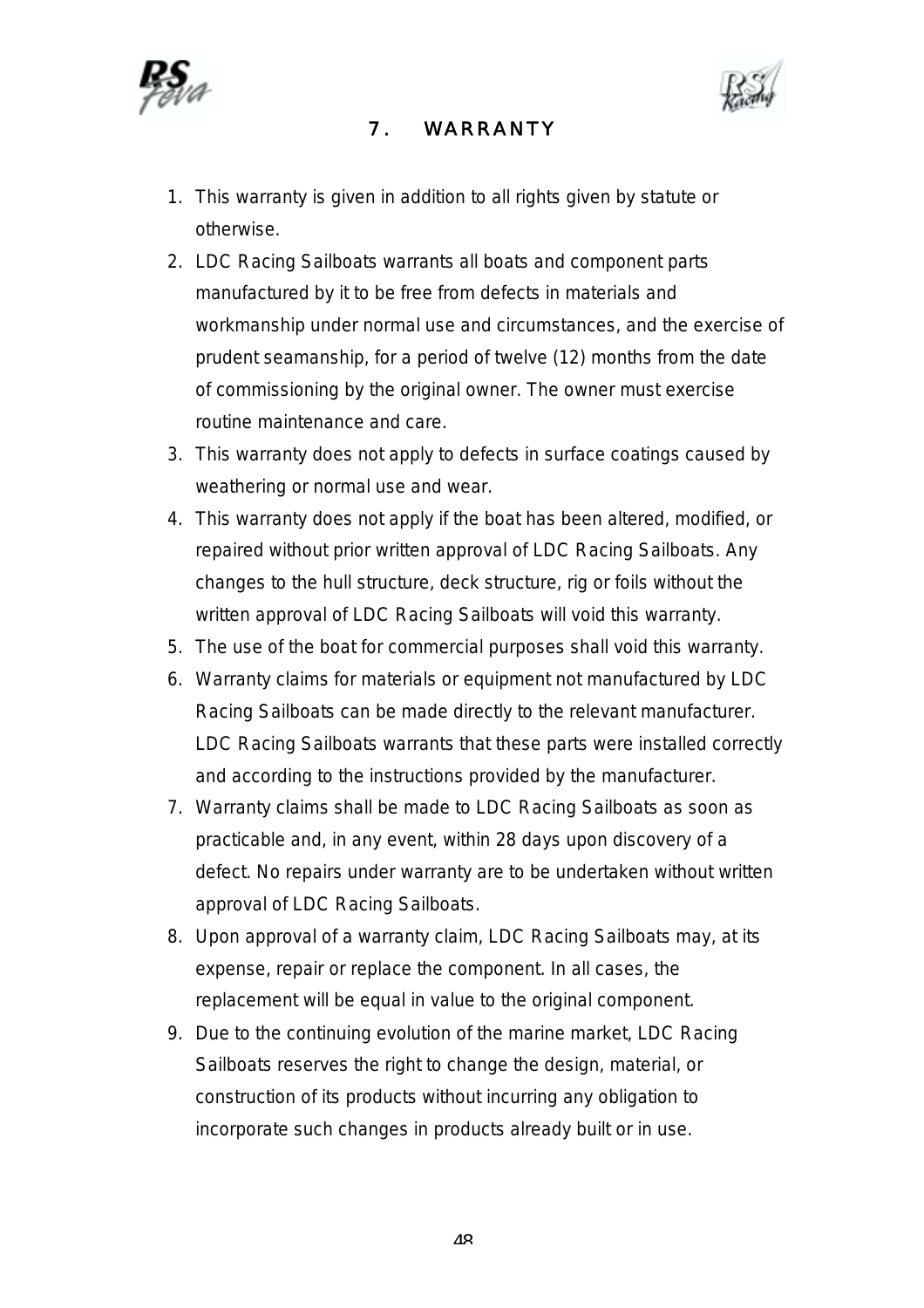# 7. WARRANTY

1. This warranty is given in addition to all rights given by statute or otherwise.
2. LDC Racing Sailboats warrants all boats and component parts manufactured by it to be free from defects in materials and workmanship under normal use and circumstances, and the exercise of prudent seamanship, for a period of twelve (12) months from the date of commissioning by the original owner. The owner must exercise routine maintenance and care.
3. This warranty does not apply to defects in surface coatings caused by weathering or normal use and wear.
4. This warranty does not apply if the boat has been altered, modified, or repaired without prior written approval of LDC Racing Sailboats. Any changes to the hull structure, deck structure, rig or foils without the written approval of LDC Racing Sailboats will void this warranty.
5. The use of the boat for commercial purposes shall void this warranty.
6. Warranty claims for materials or equipment not manufactured by LDC Racing Sailboats can be made directly to the relevant manufacturer. LDC Racing Sailboats warrants that these parts were installed correctly and according to the instructions provided by the manufacturer.
7. Warranty claims shall be made to LDC Racing Sailboats as soon as practicable and, in any event, within 28 days upon discovery of a defect. No repairs under warranty are to be undertaken without written approval of LDC Racing Sailboats.
8. Upon approval of a warranty claim, LDC Racing Sailboats may, at its expense, repair or replace the component. In all cases, the replacement will be equal in value to the original component.
9. Due to the continuing evolution of the marine market, LDC Racing Sailboats reserves the right to change the design, material, or construction of its products without incurring any obligation to incorporate such changes in products already built or in use.